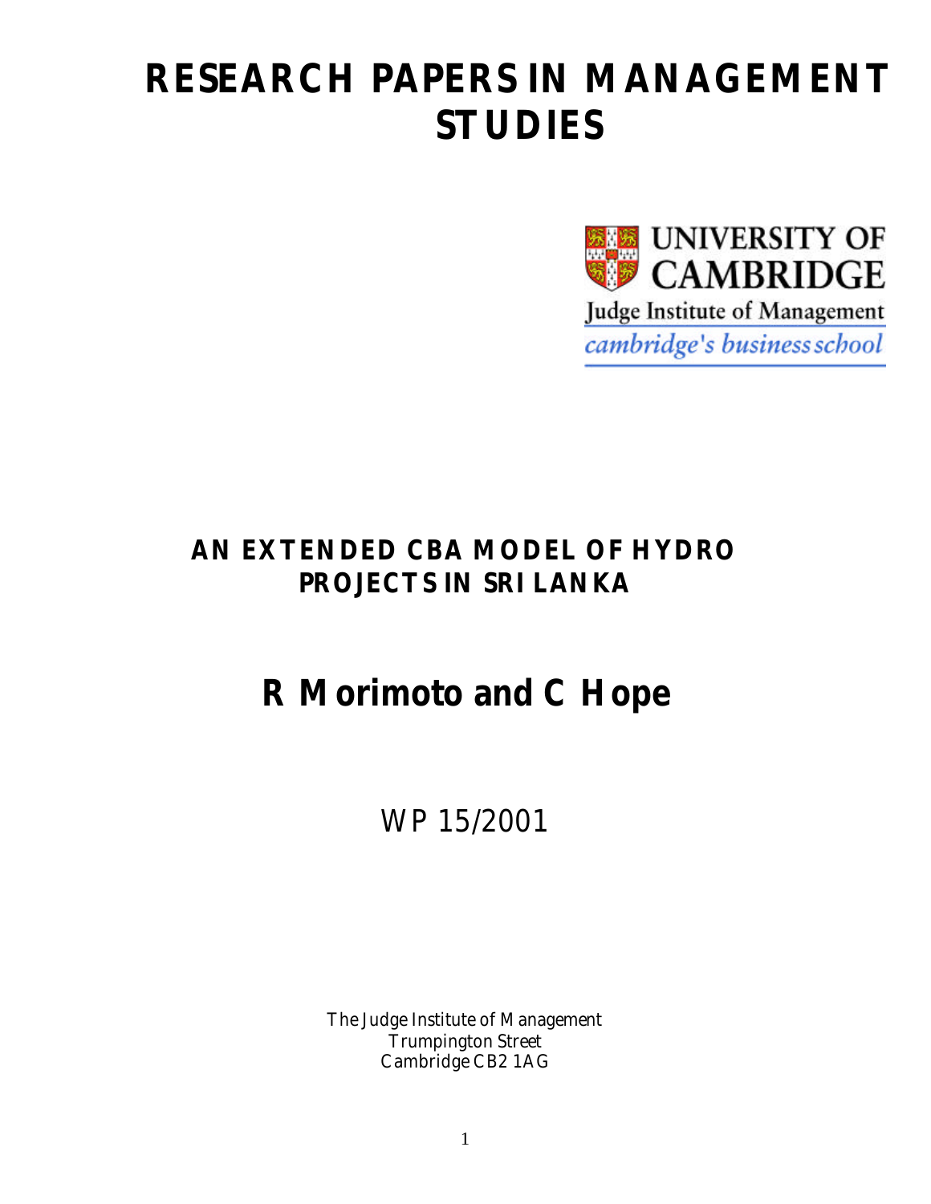# RESEARCH PAPERS IN MANAGEMENT STUDIES

UNIVERSITY OF CAMBRIDGE
Judge Institute of Management
*cambridge's business school*

## AN EXTENDED CBA MODEL OF HYDRO PROJECTS IN SRI LANKA

## R Morimoto and C Hope

WP 15/2001

The Judge Institute of Management
Trumpington Street
Cambridge CB2 1AG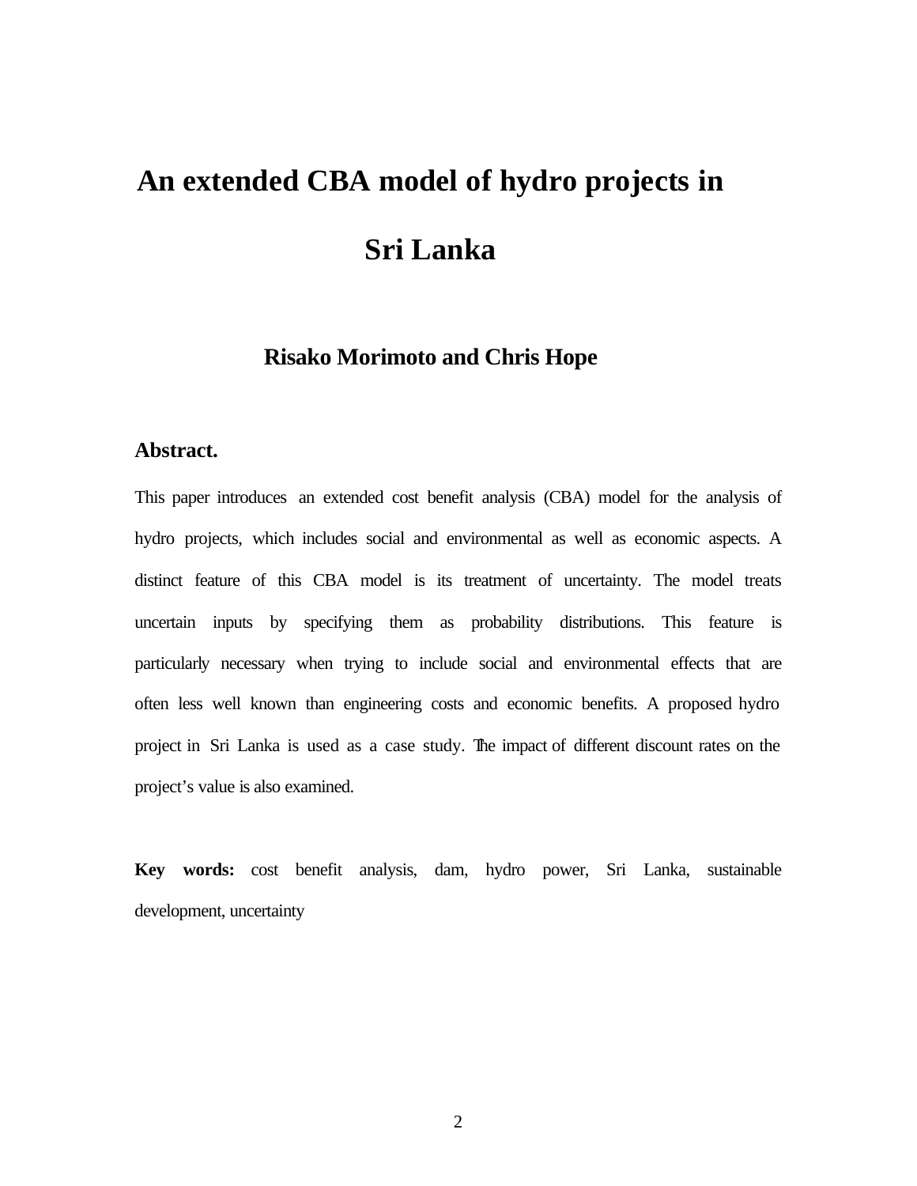# An extended CBA model of hydro projects in Sri Lanka

**Risako Morimoto and Chris Hope**

## Abstract.

This paper introduces an extended cost benefit analysis (CBA) model for the analysis of hydro projects, which includes social and environmental as well as economic aspects. A distinct feature of this CBA model is its treatment of uncertainty. The model treats uncertain inputs by specifying them as probability distributions. This feature is particularly necessary when trying to include social and environmental effects that are often less well known than engineering costs and economic benefits. A proposed hydro project in Sri Lanka is used as a case study. The impact of different discount rates on the project's value is also examined.

**Key words:** cost benefit analysis, dam, hydro power, Sri Lanka, sustainable development, uncertainty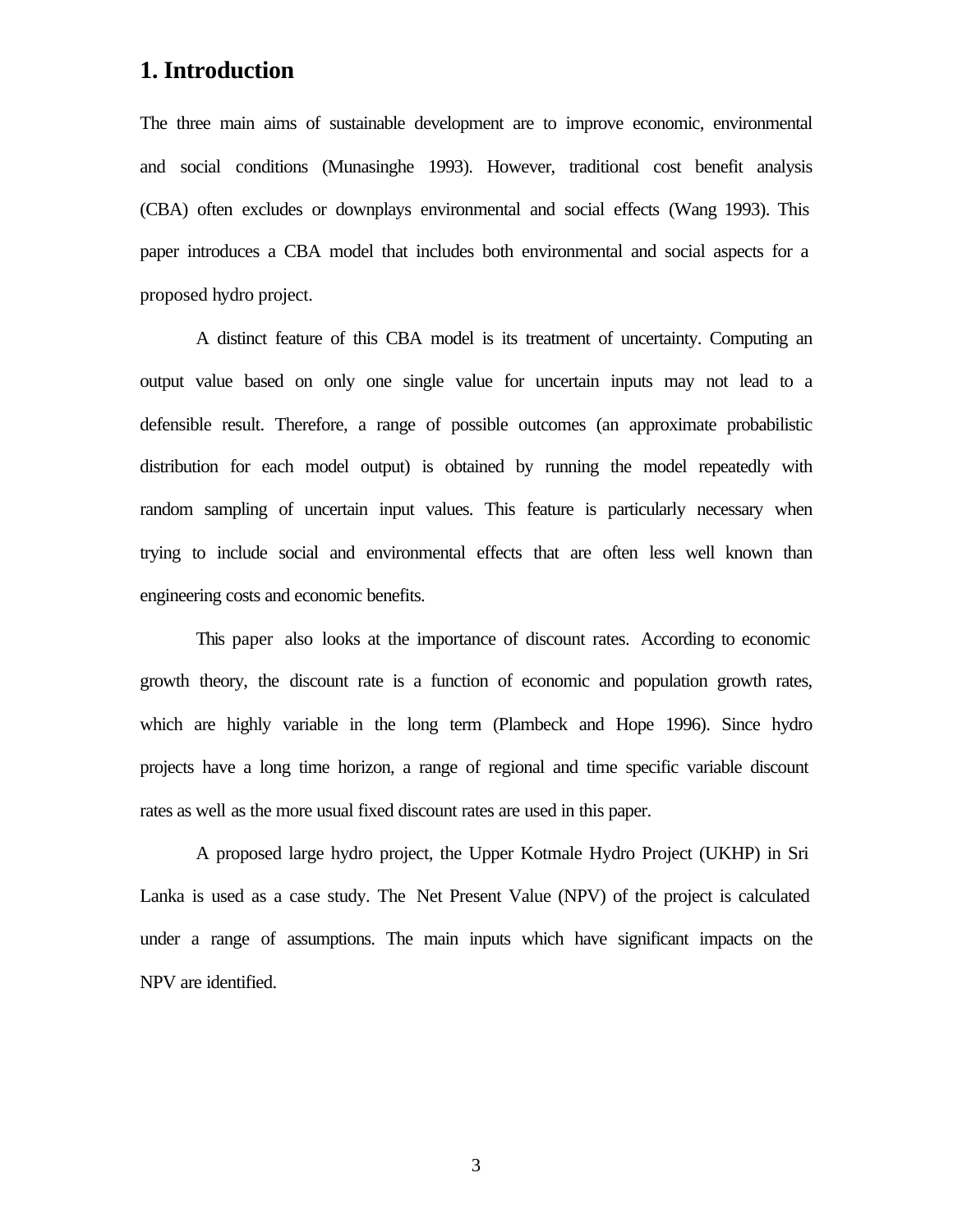# 1. Introduction

The three main aims of sustainable development are to improve economic, environmental and social conditions (Munasinghe 1993). However, traditional cost benefit analysis (CBA) often excludes or downplays environmental and social effects (Wang 1993). This paper introduces a CBA model that includes both environmental and social aspects for a proposed hydro project.

A distinct feature of this CBA model is its treatment of uncertainty. Computing an output value based on only one single value for uncertain inputs may not lead to a defensible result. Therefore, a range of possible outcomes (an approximate probabilistic distribution for each model output) is obtained by running the model repeatedly with random sampling of uncertain input values. This feature is particularly necessary when trying to include social and environmental effects that are often less well known than engineering costs and economic benefits.

This paper also looks at the importance of discount rates. According to economic growth theory, the discount rate is a function of economic and population growth rates, which are highly variable in the long term (Plambeck and Hope 1996). Since hydro projects have a long time horizon, a range of regional and time specific variable discount rates as well as the more usual fixed discount rates are used in this paper.

A proposed large hydro project, the Upper Kotmale Hydro Project (UKHP) in Sri Lanka is used as a case study. The Net Present Value (NPV) of the project is calculated under a range of assumptions. The main inputs which have significant impacts on the NPV are identified.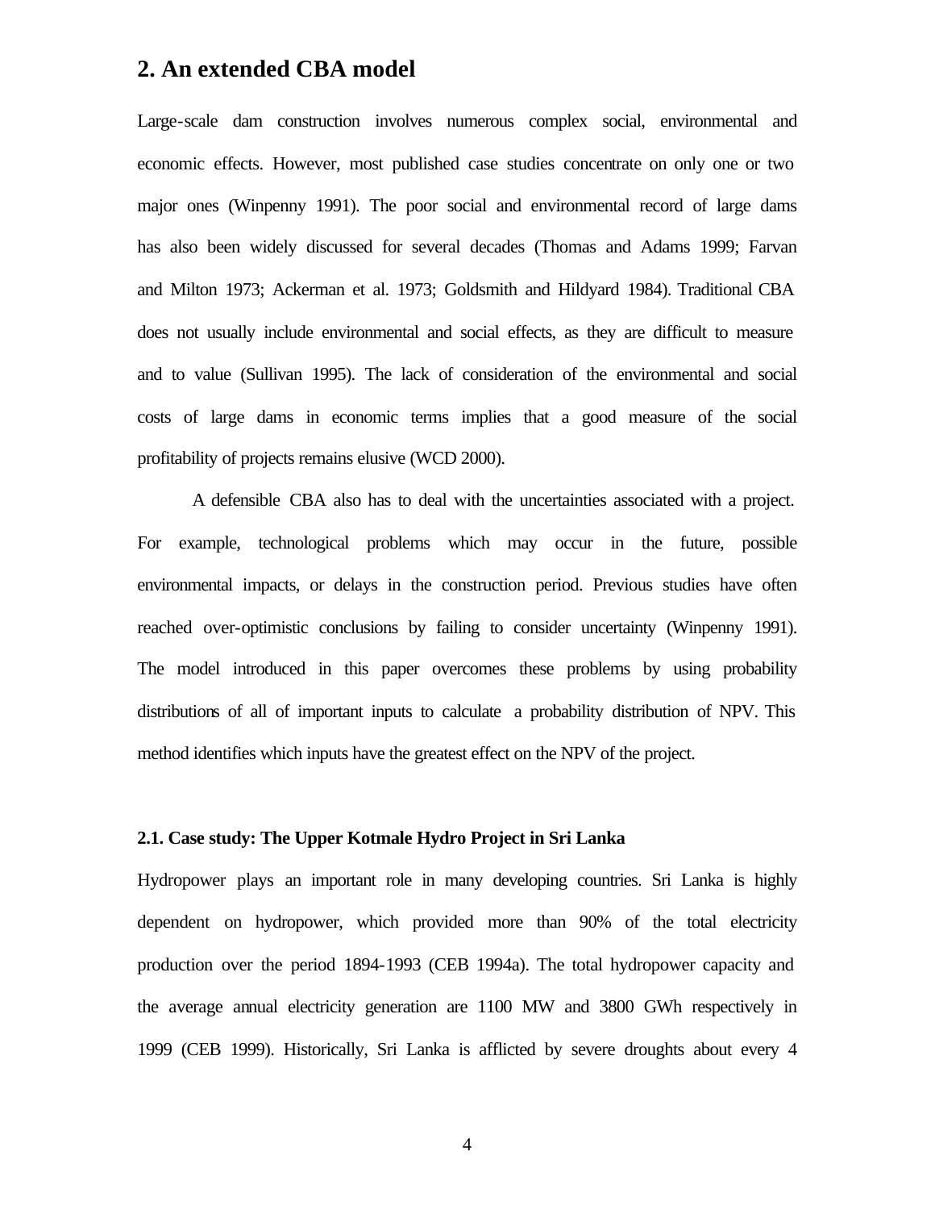## 2. An extended CBA model

Large-scale dam construction involves numerous complex social, environmental and economic effects. However, most published case studies concentrate on only one or two major ones (Winpenny 1991). The poor social and environmental record of large dams has also been widely discussed for several decades (Thomas and Adams 1999; Farvan and Milton 1973; Ackerman et al. 1973; Goldsmith and Hildyard 1984). Traditional CBA does not usually include environmental and social effects, as they are difficult to measure and to value (Sullivan 1995). The lack of consideration of the environmental and social costs of large dams in economic terms implies that a good measure of the social profitability of projects remains elusive (WCD 2000).

A defensible CBA also has to deal with the uncertainties associated with a project. For example, technological problems which may occur in the future, possible environmental impacts, or delays in the construction period. Previous studies have often reached over-optimistic conclusions by failing to consider uncertainty (Winpenny 1991). The model introduced in this paper overcomes these problems by using probability distributions of all of important inputs to calculate a probability distribution of NPV. This method identifies which inputs have the greatest effect on the NPV of the project.

### 2.1. Case study: The Upper Kotmale Hydro Project in Sri Lanka

Hydropower plays an important role in many developing countries. Sri Lanka is highly dependent on hydropower, which provided more than 90% of the total electricity production over the period 1894-1993 (CEB 1994a). The total hydropower capacity and the average annual electricity generation are 1100 MW and 3800 GWh respectively in 1999 (CEB 1999). Historically, Sri Lanka is afflicted by severe droughts about every 4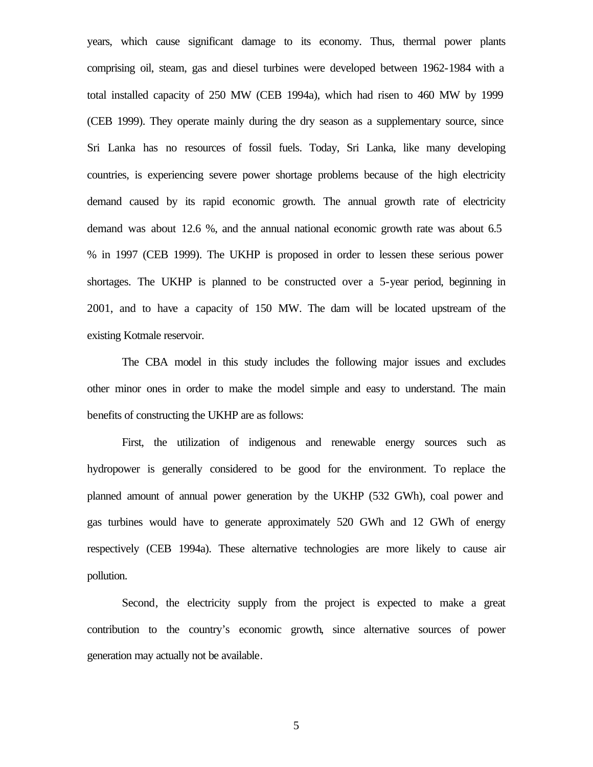years, which cause significant damage to its economy. Thus, thermal power plants comprising oil, steam, gas and diesel turbines were developed between 1962-1984 with a total installed capacity of 250 MW (CEB 1994a), which had risen to 460 MW by 1999 (CEB 1999). They operate mainly during the dry season as a supplementary source, since Sri Lanka has no resources of fossil fuels. Today, Sri Lanka, like many developing countries, is experiencing severe power shortage problems because of the high electricity demand caused by its rapid economic growth. The annual growth rate of electricity demand was about 12.6 %, and the annual national economic growth rate was about 6.5 % in 1997 (CEB 1999). The UKHP is proposed in order to lessen these serious power shortages. The UKHP is planned to be constructed over a 5-year period, beginning in 2001, and to have a capacity of 150 MW. The dam will be located upstream of the existing Kotmale reservoir.

The CBA model in this study includes the following major issues and excludes other minor ones in order to make the model simple and easy to understand. The main benefits of constructing the UKHP are as follows:

First, the utilization of indigenous and renewable energy sources such as hydropower is generally considered to be good for the environment. To replace the planned amount of annual power generation by the UKHP (532 GWh), coal power and gas turbines would have to generate approximately 520 GWh and 12 GWh of energy respectively (CEB 1994a). These alternative technologies are more likely to cause air pollution.

Second, the electricity supply from the project is expected to make a great contribution to the country's economic growth, since alternative sources of power generation may actually not be available.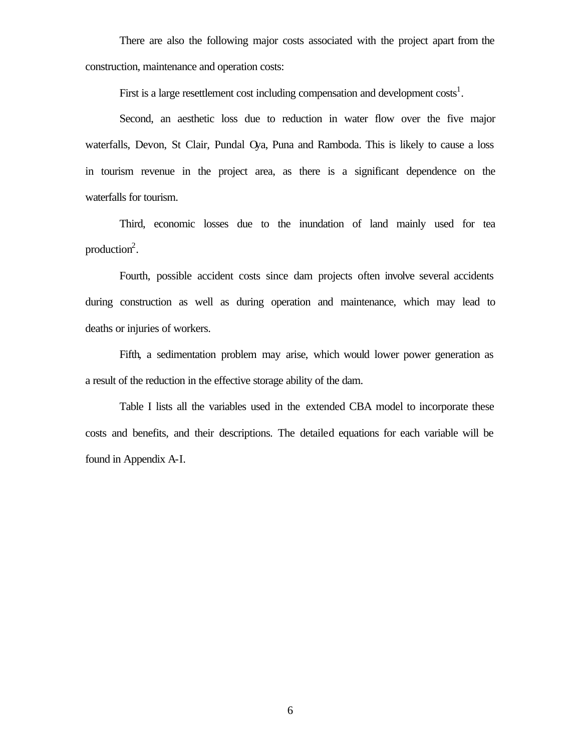There are also the following major costs associated with the project apart from the construction, maintenance and operation costs:

First is a large resettlement cost including compensation and development costs[1].

Second, an aesthetic loss due to reduction in water flow over the five major waterfalls, Devon, St Clair, Pundal Oya, Puna and Ramboda. This is likely to cause a loss in tourism revenue in the project area, as there is a significant dependence on the waterfalls for tourism.

Third, economic losses due to the inundation of land mainly used for tea production[2].

Fourth, possible accident costs since dam projects often involve several accidents during construction as well as during operation and maintenance, which may lead to deaths or injuries of workers.

Fifth, a sedimentation problem may arise, which would lower power generation as a result of the reduction in the effective storage ability of the dam.

Table I lists all the variables used in the extended CBA model to incorporate these costs and benefits, and their descriptions. The detailed equations for each variable will be found in Appendix A-I.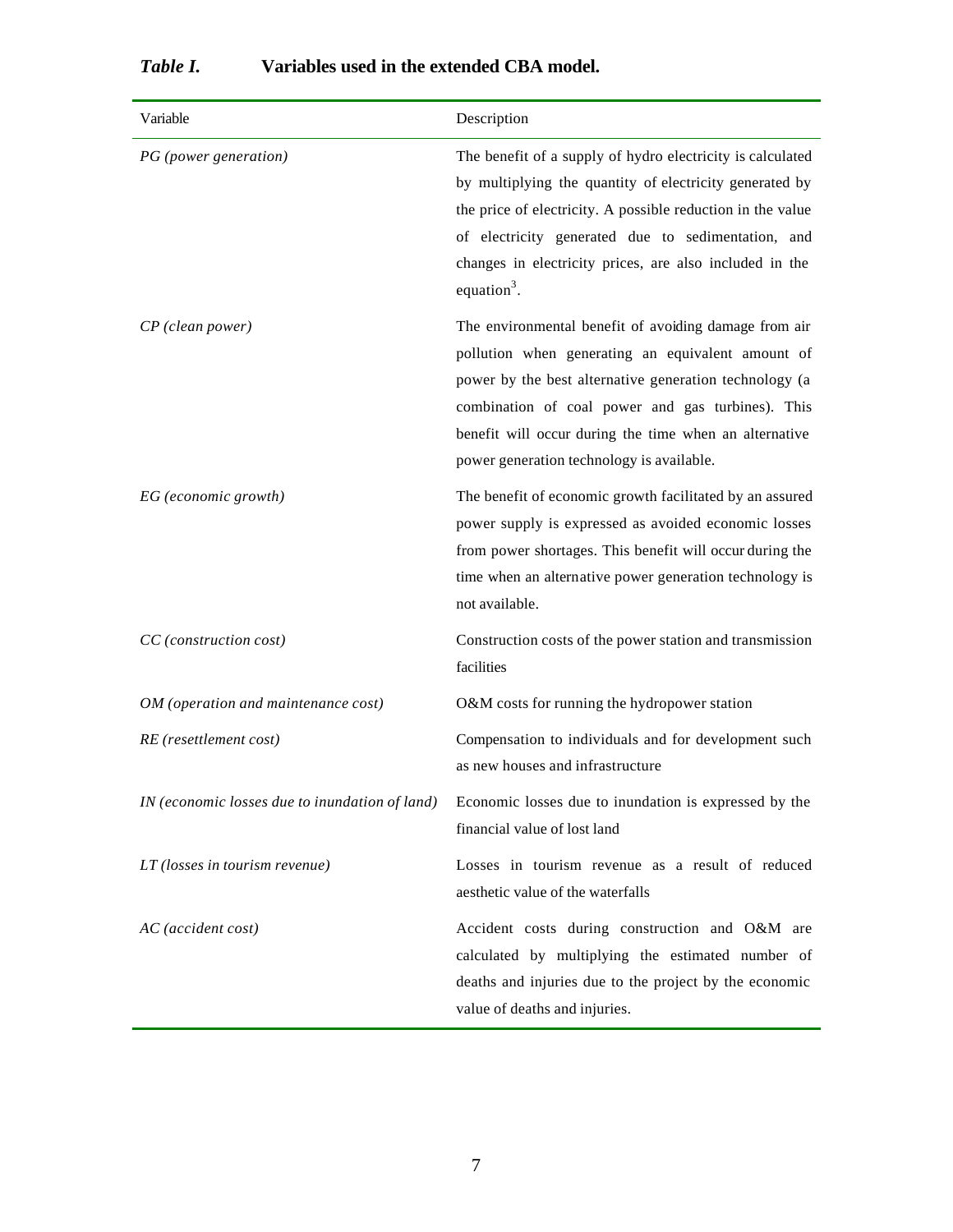***Table I.*** **Variables used in the extended CBA model.**

| Variable | Description |
| --- | --- |
| *PG (power generation)* | The benefit of a supply of hydro electricity is calculated by multiplying the quantity of electricity generated by the price of electricity. A possible reduction in the value of electricity generated due to sedimentation, and changes in electricity prices, are also included in the equation[3]. |
| *CP (clean power)* | The environmental benefit of avoiding damage from air pollution when generating an equivalent amount of power by the best alternative generation technology (a combination of coal power and gas turbines). This benefit will occur during the time when an alternative power generation technology is available. |
| *EG (economic growth)* | The benefit of economic growth facilitated by an assured power supply is expressed as avoided economic losses from power shortages. This benefit will occur during the time when an alternative power generation technology is not available. |
| *CC (construction cost)* | Construction costs of the power station and transmission facilities |
| *OM (operation and maintenance cost)* | O&M costs for running the hydropower station |
| *RE (resettlement cost)* | Compensation to individuals and for development such as new houses and infrastructure |
| *IN (economic losses due to inundation of land)* | Economic losses due to inundation is expressed by the financial value of lost land |
| *LT (losses in tourism revenue)* | Losses in tourism revenue as a result of reduced aesthetic value of the waterfalls |
| *AC (accident cost)* | Accident costs during construction and O&M are calculated by multiplying the estimated number of deaths and injuries due to the project by the economic value of deaths and injuries. |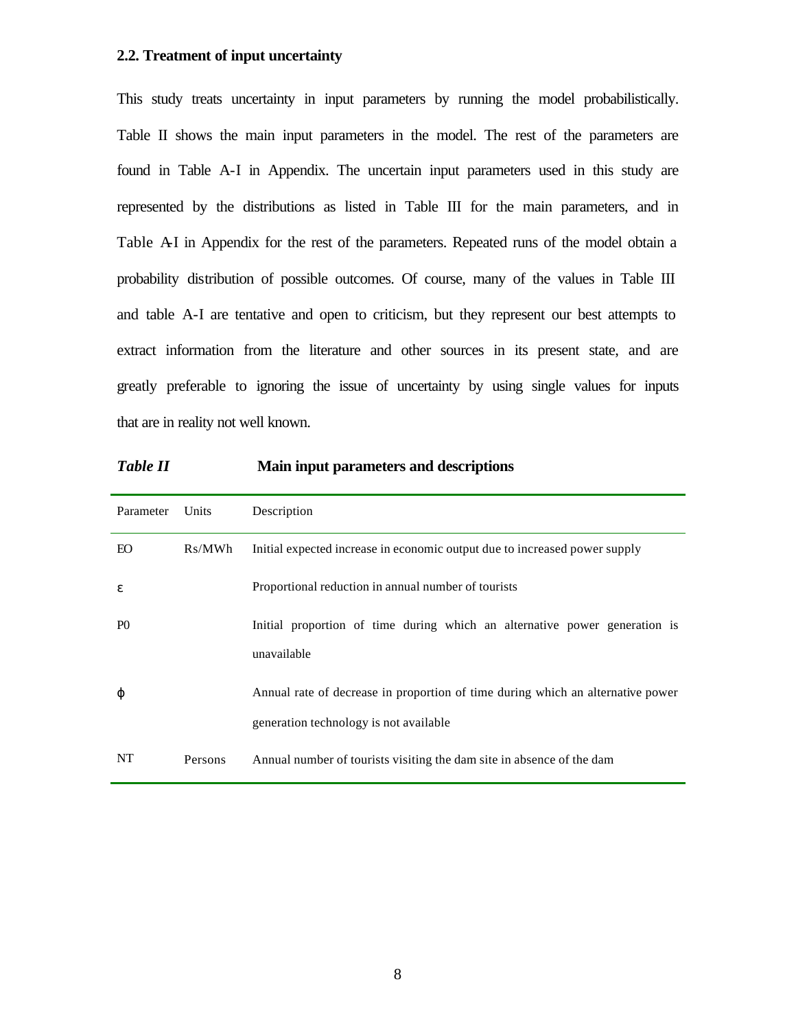### 2.2. Treatment of input uncertainty

This study treats uncertainty in input parameters by running the model probabilistically. Table II shows the main input parameters in the model. The rest of the parameters are found in Table A-I in Appendix. The uncertain input parameters used in this study are represented by the distributions as listed in Table III for the main parameters, and in Table A-I in Appendix for the rest of the parameters. Repeated runs of the model obtain a probability distribution of possible outcomes. Of course, many of the values in Table III and table A-I are tentative and open to criticism, but they represent our best attempts to extract information from the literature and other sources in its present state, and are greatly preferable to ignoring the issue of uncertainty by using single values for inputs that are in reality not well known.

***Table II*** **Main input parameters and descriptions**

| Parameter | Units | Description |
|---|---|---|
| EO | Rs/MWh | Initial expected increase in economic output due to increased power supply |
| $\varepsilon$ | | Proportional reduction in annual number of tourists |
| P0 | | Initial proportion of time during which an alternative power generation is unavailable |
| $\varphi$ | | Annual rate of decrease in proportion of time during which an alternative power generation technology is not available |
| NT | Persons | Annual number of tourists visiting the dam site in absence of the dam |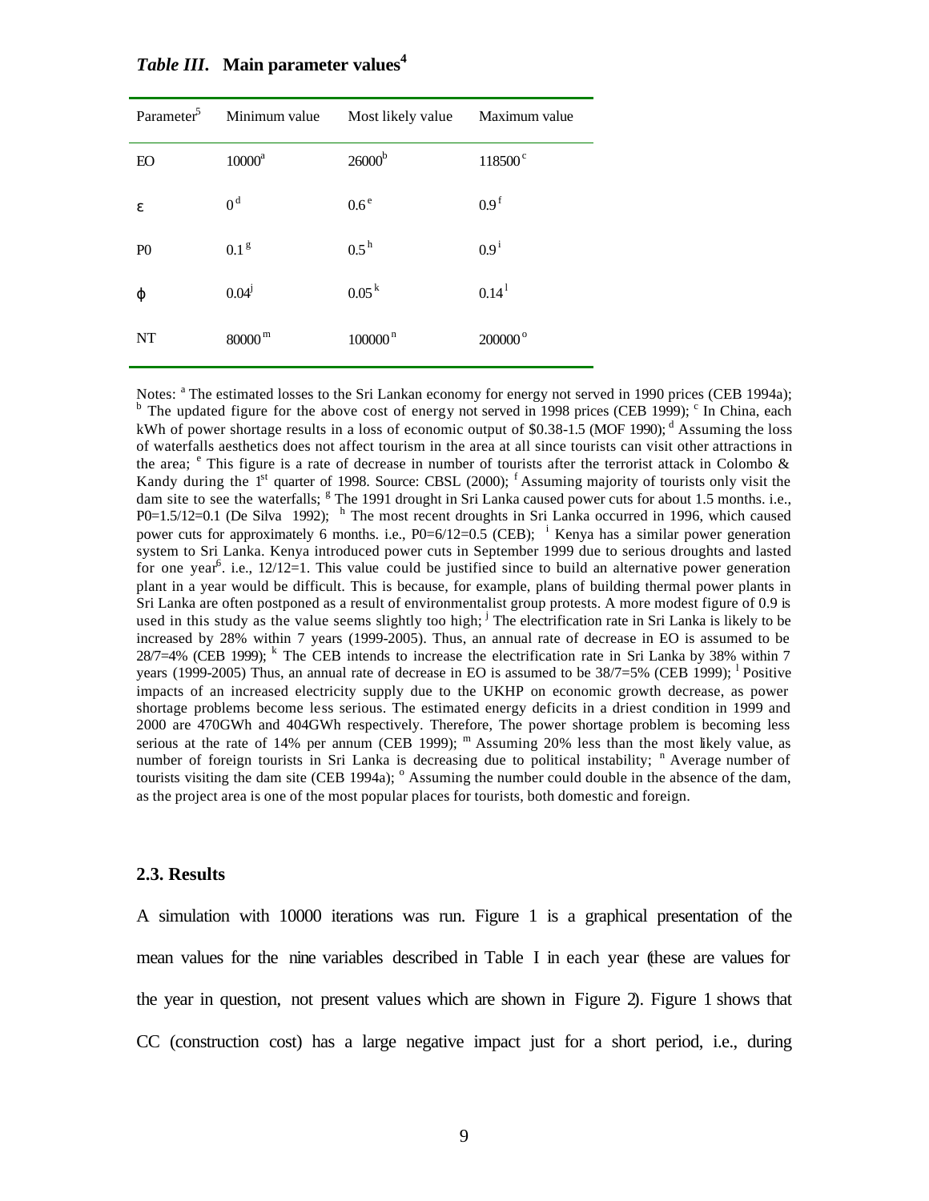*Table III*. **Main parameter values**[4]

| Parameter[5] | Minimum value | Most likely value | Maximum value |
|---|---|---|---|
| EO | 10000[a] | 26000[b] | 118500[c] |
| $\varepsilon$ | 0[d] | 0.6[e] | 0.9[f] |
| P0 | 0.1[g] | 0.5[h] | 0.9[i] |
| $\varphi$ | 0.04[j] | 0.05[k] | 0.14[l] |
| NT | 80000[m] | 100000[n] | 200000[o] |

Notes: [a] The estimated losses to the Sri Lankan economy for energy not served in 1990 prices (CEB 1994a); [b] The updated figure for the above cost of energy not served in 1998 prices (CEB 1999); [c] In China, each kWh of power shortage results in a loss of economic output of $0.38-1.5 (MOF 1990); [d] Assuming the loss of waterfalls aesthetics does not affect tourism in the area at all since tourists can visit other attractions in the area; [e] This figure is a rate of decrease in number of tourists after the terrorist attack in Colombo & Kandy during the 1st quarter of 1998. Source: CBSL (2000); [f] Assuming majority of tourists only visit the dam site to see the waterfalls; [g] The 1991 drought in Sri Lanka caused power cuts for about 1.5 months. i.e., P0=1.5/12=0.1 (De Silva 1992); [h] The most recent droughts in Sri Lanka occurred in 1996, which caused power cuts for approximately 6 months. i.e., P0=6/12=0.5 (CEB); [i] Kenya has a similar power generation system to Sri Lanka. Kenya introduced power cuts in September 1999 due to serious droughts and lasted for one year[6]. i.e., 12/12=1. This value could be justified since to build an alternative power generation plant in a year would be difficult. This is because, for example, plans of building thermal power plants in Sri Lanka are often postponed as a result of environmentalist group protests. A more modest figure of 0.9 is used in this study as the value seems slightly too high; [j] The electrification rate in Sri Lanka is likely to be increased by 28% within 7 years (1999-2005). Thus, an annual rate of decrease in EO is assumed to be 28/7=4% (CEB 1999); [k] The CEB intends to increase the electrification rate in Sri Lanka by 38% within 7 years (1999-2005) Thus, an annual rate of decrease in EO is assumed to be 38/7=5% (CEB 1999); [l] Positive impacts of an increased electricity supply due to the UKHP on economic growth decrease, as power shortage problems become less serious. The estimated energy deficits in a driest condition in 1999 and 2000 are 470GWh and 404GWh respectively. Therefore, The power shortage problem is becoming less serious at the rate of 14% per annum (CEB 1999); [m] Assuming 20% less than the most likely value, as number of foreign tourists in Sri Lanka is decreasing due to political instability; [n] Average number of tourists visiting the dam site (CEB 1994a); [o] Assuming the number could double in the absence of the dam, as the project area is one of the most popular places for tourists, both domestic and foreign.

### 2.3. Results

A simulation with 10000 iterations was run. Figure 1 is a graphical presentation of the mean values for the nine variables described in Table I in each year (these are values for the year in question, not present values which are shown in Figure 2). Figure 1 shows that CC (construction cost) has a large negative impact just for a short period, i.e., during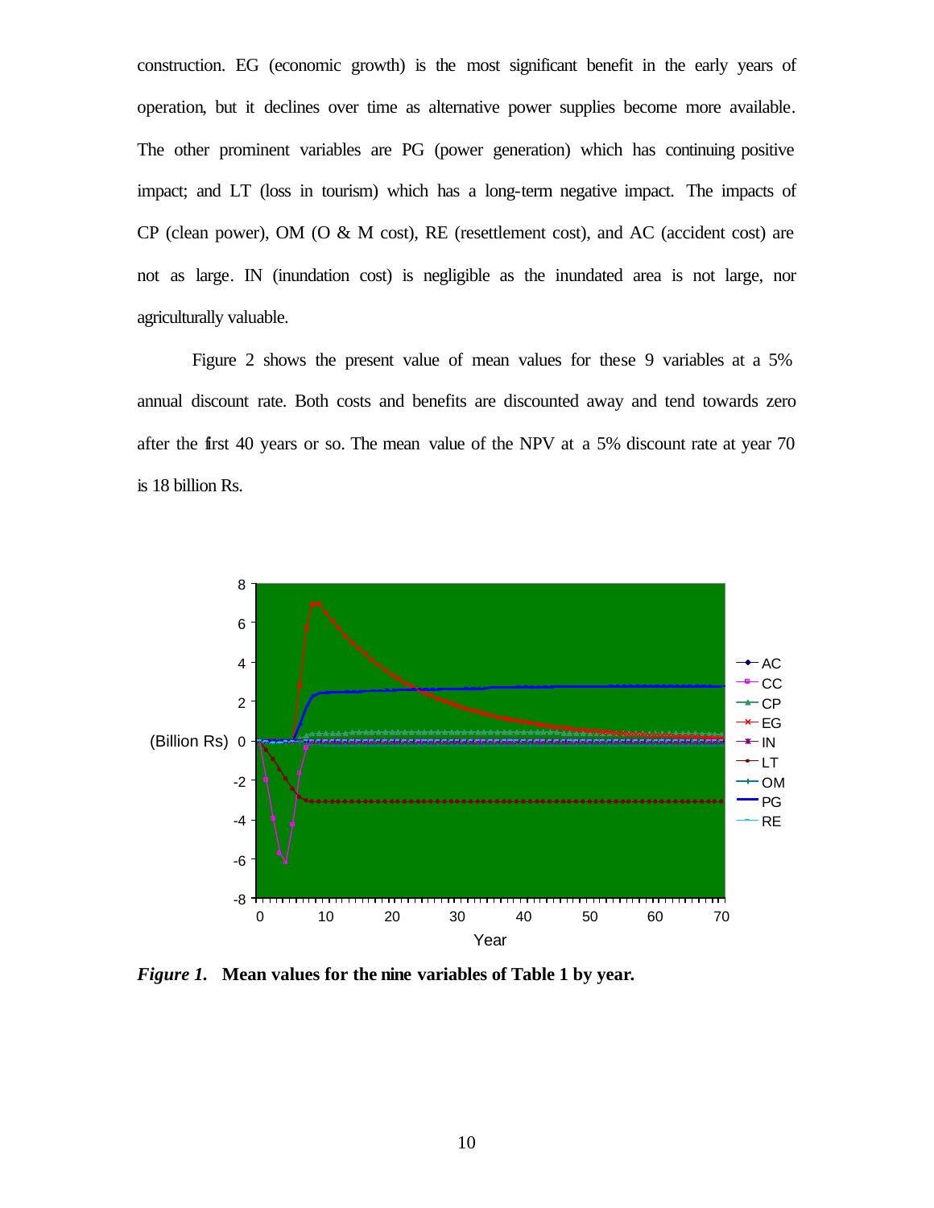construction. EG (economic growth) is the most significant benefit in the early years of operation, but it declines over time as alternative power supplies become more available. The other prominent variables are PG (power generation) which has continuing positive impact; and LT (loss in tourism) which has a long-term negative impact. The impacts of CP (clean power), OM (O & M cost), RE (resettlement cost), and AC (accident cost) are not as large. IN (inundation cost) is negligible as the inundated area is not large, nor agriculturally valuable.

Figure 2 shows the present value of mean values for these 9 variables at a 5% annual discount rate. Both costs and benefits are discounted away and tend towards zero after the first 40 years or so. The mean value of the NPV at a 5% discount rate at year 70 is 18 billion Rs.

***Figure 1.*** **Mean values for the nine variables of Table 1 by year.**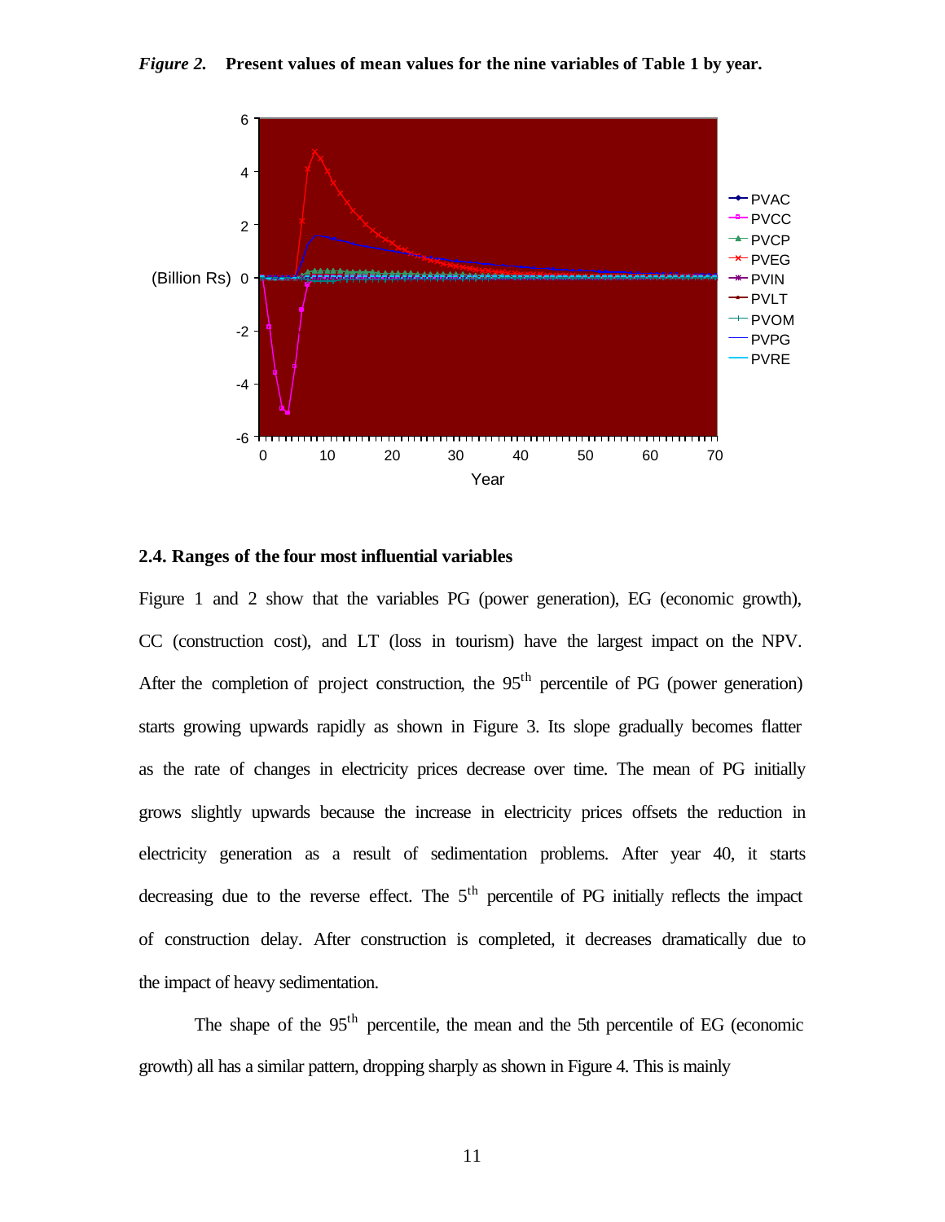*Figure 2.* **Present values of mean values for the nine variables of Table 1 by year.**

### 2.4. Ranges of the four most influential variables

Figure 1 and 2 show that the variables PG (power generation), EG (economic growth), CC (construction cost), and LT (loss in tourism) have the largest impact on the NPV. After the completion of project construction, the 95[th] percentile of PG (power generation) starts growing upwards rapidly as shown in Figure 3. Its slope gradually becomes flatter as the rate of changes in electricity prices decrease over time. The mean of PG initially grows slightly upwards because the increase in electricity prices offsets the reduction in electricity generation as a result of sedimentation problems. After year 40, it starts decreasing due to the reverse effect. The 5[th] percentile of PG initially reflects the impact of construction delay. After construction is completed, it decreases dramatically due to the impact of heavy sedimentation.

The shape of the 95[th] percentile, the mean and the 5th percentile of EG (economic growth) all has a similar pattern, dropping sharply as shown in Figure 4. This is mainly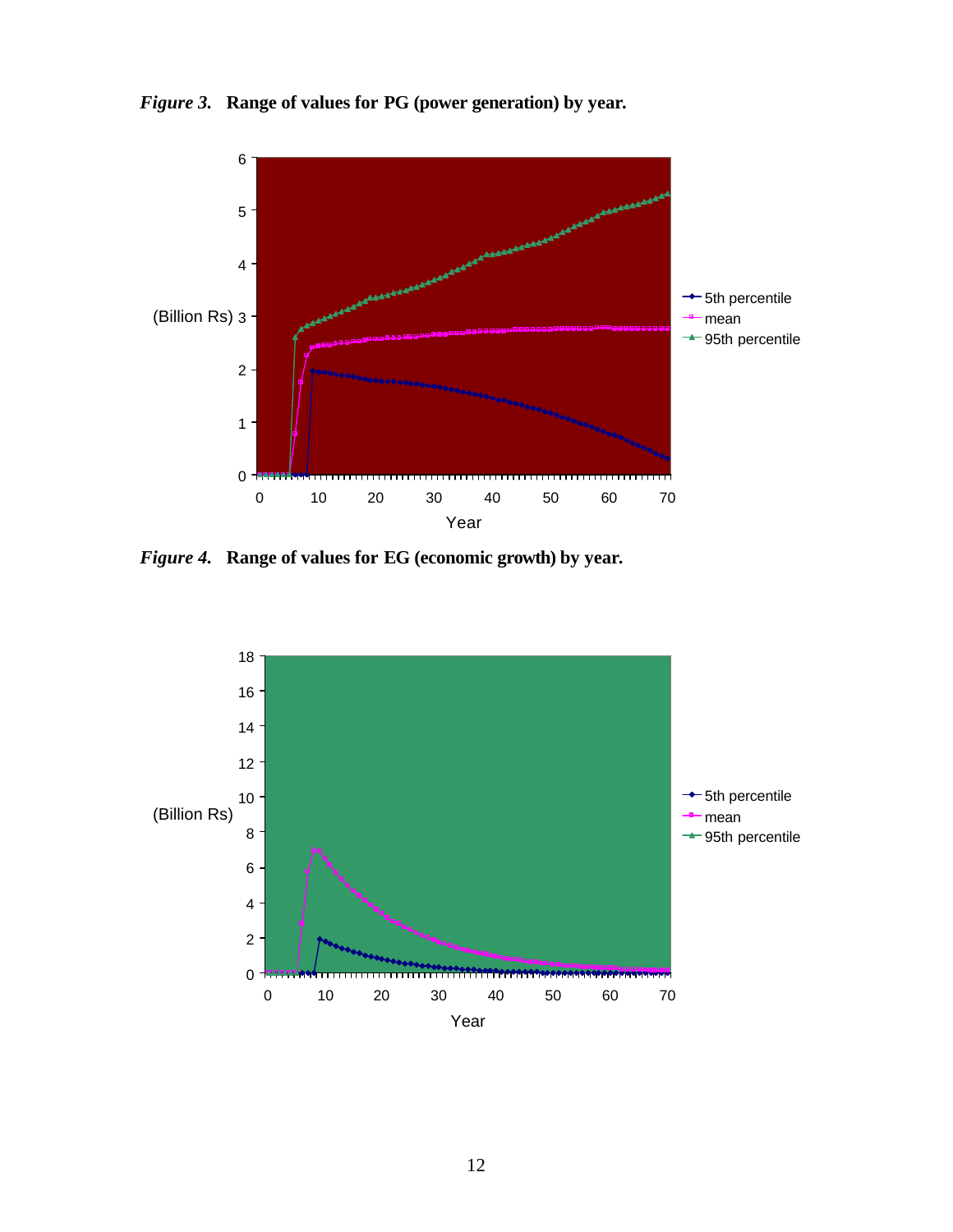*Figure 3.* **Range of values for PG (power generation) by year.**

*Figure 4.* **Range of values for EG (economic growth) by year.**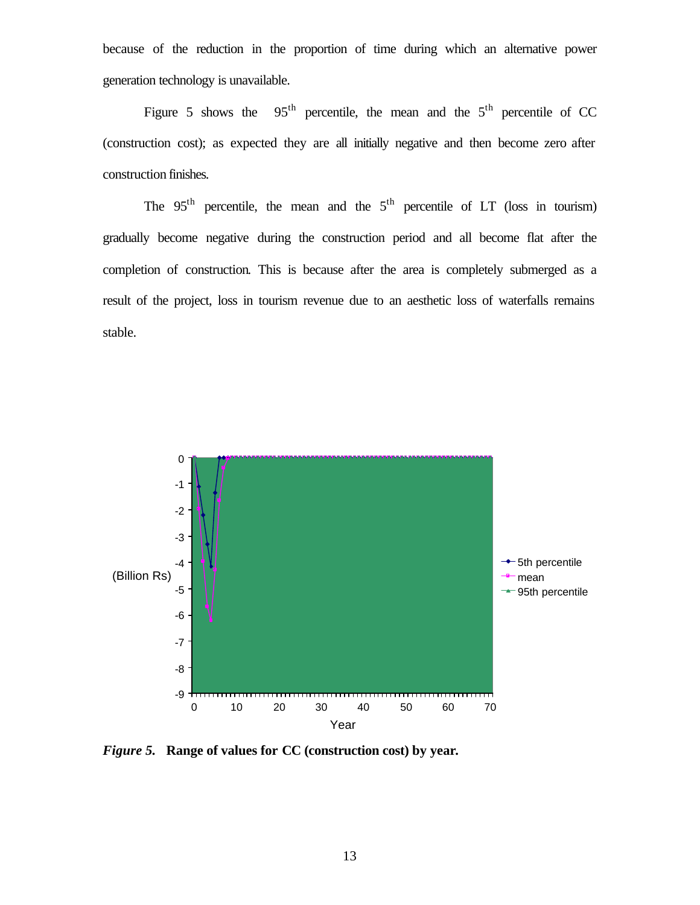because of the reduction in the proportion of time during which an alternative power generation technology is unavailable.

Figure 5 shows the 95th percentile, the mean and the 5th percentile of CC (construction cost); as expected they are all initially negative and then become zero after construction finishes.

The 95th percentile, the mean and the 5th percentile of LT (loss in tourism) gradually become negative during the construction period and all become flat after the completion of construction. This is because after the area is completely submerged as a result of the project, loss in tourism revenue due to an aesthetic loss of waterfalls remains stable.

***Figure 5.*** **Range of values for CC (construction cost) by year.**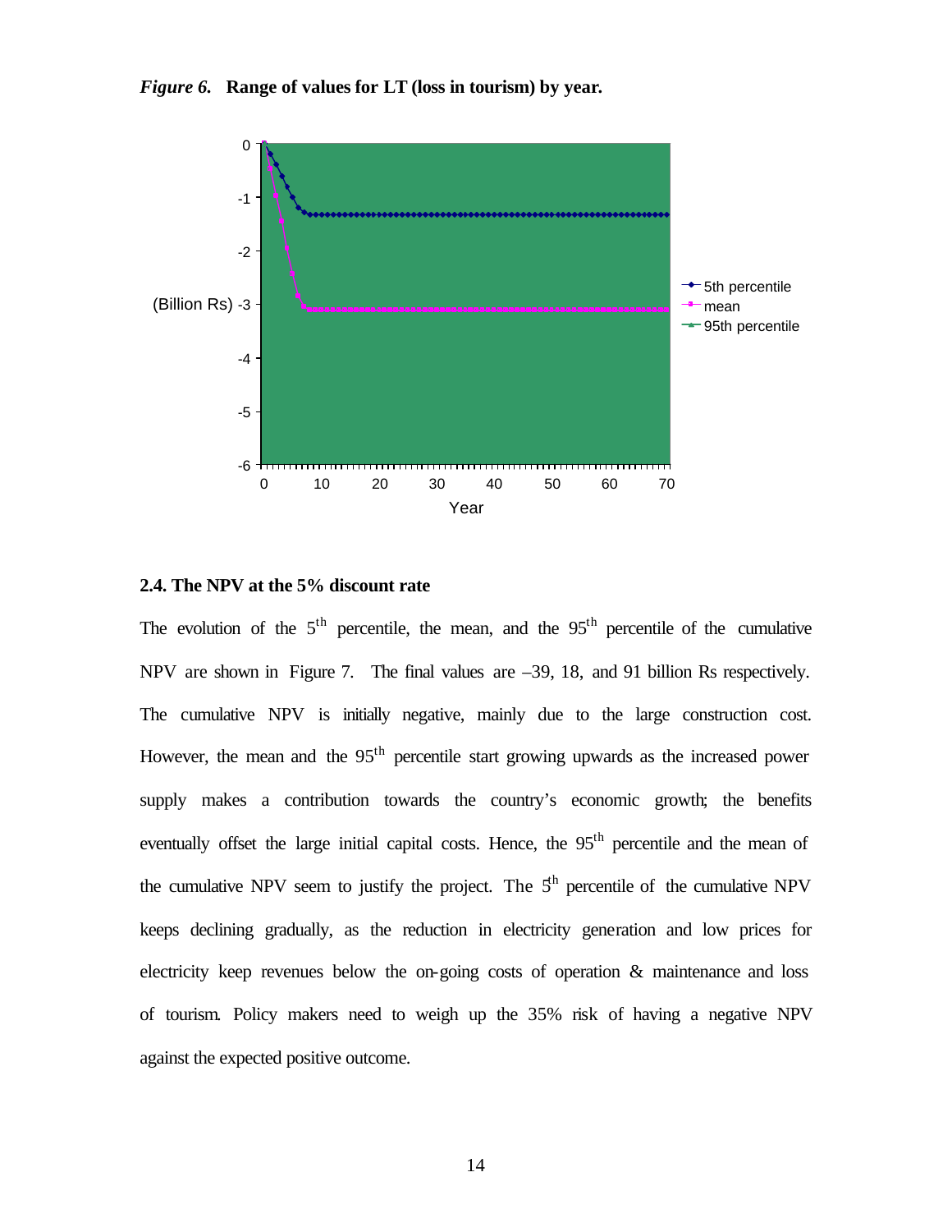*Figure 6.* **Range of values for LT (loss in tourism) by year.**

### 2.4. The NPV at the 5% discount rate

The evolution of the $5^{th}$ percentile, the mean, and the $95^{th}$ percentile of the cumulative NPV are shown in Figure 7. The final values are –39, 18, and 91 billion Rs respectively. The cumulative NPV is initially negative, mainly due to the large construction cost. However, the mean and the $95^{th}$ percentile start growing upwards as the increased power supply makes a contribution towards the country's economic growth; the benefits eventually offset the large initial capital costs. Hence, the $95^{th}$ percentile and the mean of the cumulative NPV seem to justify the project. The $5^{th}$ percentile of the cumulative NPV keeps declining gradually, as the reduction in electricity generation and low prices for electricity keep revenues below the on-going costs of operation & maintenance and loss of tourism. Policy makers need to weigh up the 35% risk of having a negative NPV against the expected positive outcome.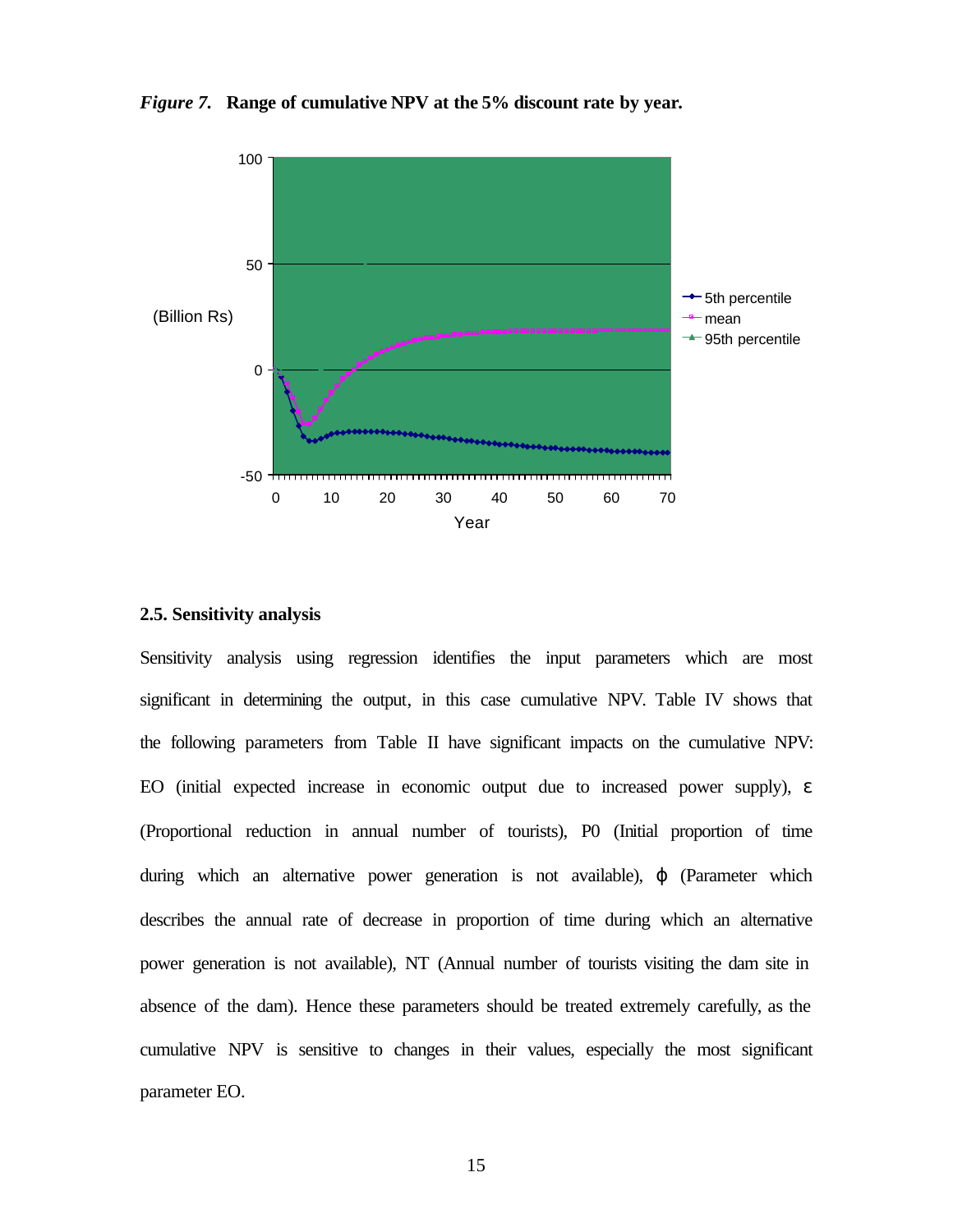*Figure 7.* **Range of cumulative NPV at the 5% discount rate by year.**

### 2.5. Sensitivity analysis

Sensitivity analysis using regression identifies the input parameters which are most significant in determining the output, in this case cumulative NPV. Table IV shows that the following parameters from Table II have significant impacts on the cumulative NPV: EO (initial expected increase in economic output due to increased power supply), $\varepsilon$ (Proportional reduction in annual number of tourists), P0 (Initial proportion of time during which an alternative power generation is not available), $\varphi$ (Parameter which describes the annual rate of decrease in proportion of time during which an alternative power generation is not available), NT (Annual number of tourists visiting the dam site in absence of the dam). Hence these parameters should be treated extremely carefully, as the cumulative NPV is sensitive to changes in their values, especially the most significant parameter EO.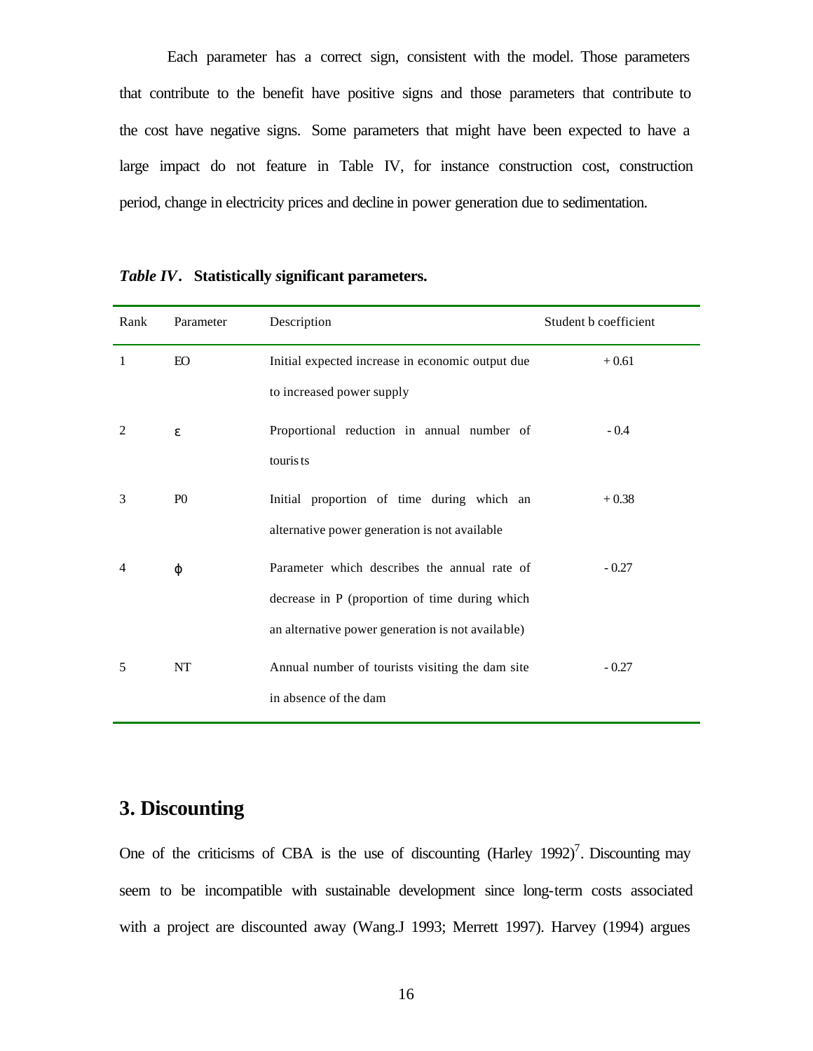Each parameter has a correct sign, consistent with the model. Those parameters that contribute to the benefit have positive signs and those parameters that contribute to the cost have negative signs. Some parameters that might have been expected to have a large impact do not feature in Table IV, for instance construction cost, construction period, change in electricity prices and decline in power generation due to sedimentation.

***Table IV*. Statistically significant parameters.**

| Rank | Parameter | Description | Student b coefficient |
|---|---|---|---|
| 1 | EO | Initial expected increase in economic output due to increased power supply | + 0.61 |
| 2 | $\varepsilon$ | Proportional reduction in annual number of tourists | - 0.4 |
| 3 | P0 | Initial proportion of time during which an alternative power generation is not available | + 0.38 |
| 4 | $\phi$ | Parameter which describes the annual rate of decrease in P (proportion of time during which an alternative power generation is not available) | - 0.27 |
| 5 | NT | Annual number of tourists visiting the dam site in absence of the dam | - 0.27 |

## 3. Discounting

One of the criticisms of CBA is the use of discounting (Harley 1992)[7]. Discounting may seem to be incompatible with sustainable development since long-term costs associated with a project are discounted away (Wang.J 1993; Merrett 1997). Harvey (1994) argues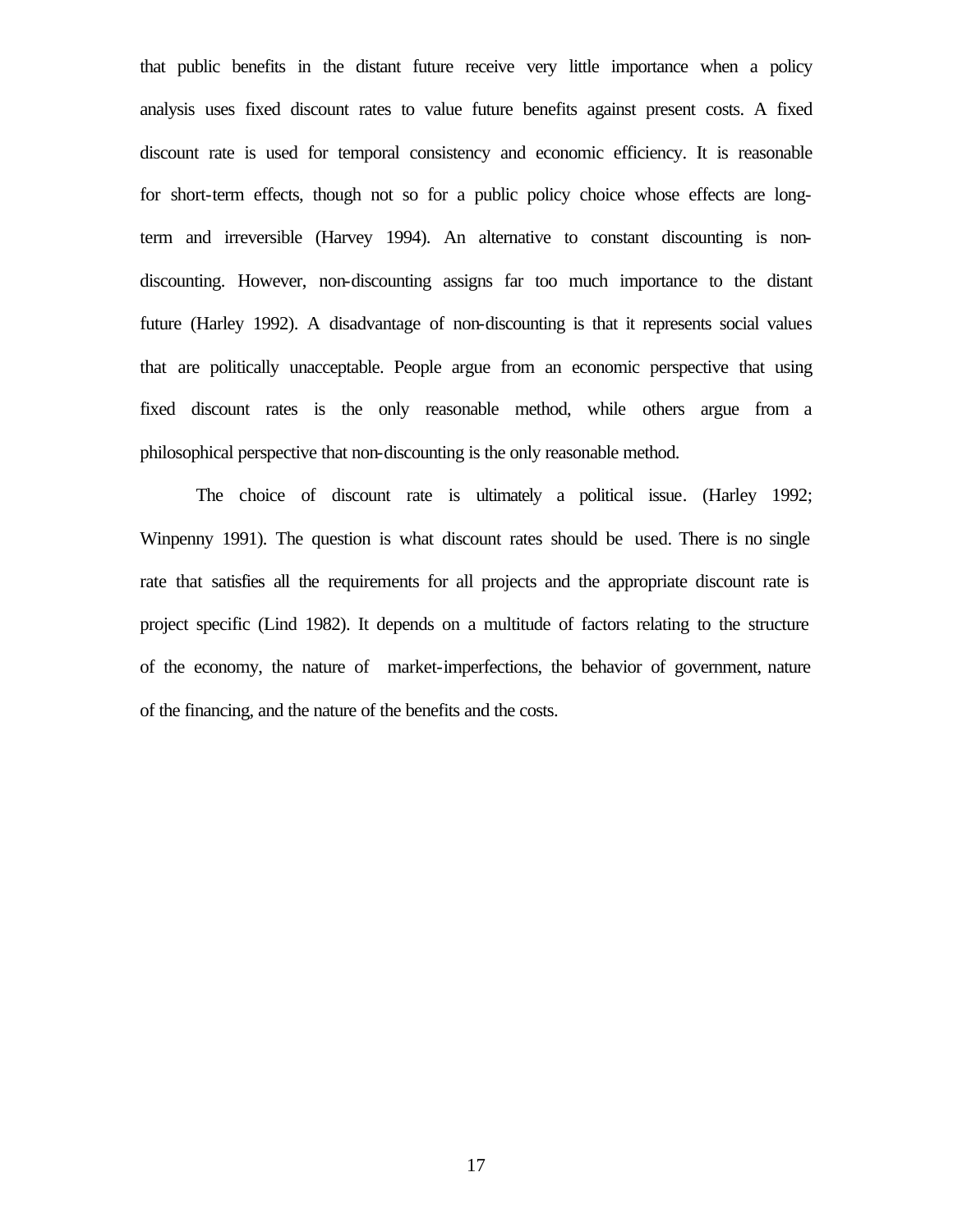that public benefits in the distant future receive very little importance when a policy analysis uses fixed discount rates to value future benefits against present costs. A fixed discount rate is used for temporal consistency and economic efficiency. It is reasonable for short-term effects, though not so for a public policy choice whose effects are long-term and irreversible (Harvey 1994). An alternative to constant discounting is non-discounting. However, non-discounting assigns far too much importance to the distant future (Harley 1992). A disadvantage of non-discounting is that it represents social values that are politically unacceptable. People argue from an economic perspective that using fixed discount rates is the only reasonable method, while others argue from a philosophical perspective that non-discounting is the only reasonable method.

The choice of discount rate is ultimately a political issue. (Harley 1992; Winpenny 1991). The question is what discount rates should be used. There is no single rate that satisfies all the requirements for all projects and the appropriate discount rate is project specific (Lind 1982). It depends on a multitude of factors relating to the structure of the economy, the nature of market-imperfections, the behavior of government, nature of the financing, and the nature of the benefits and the costs.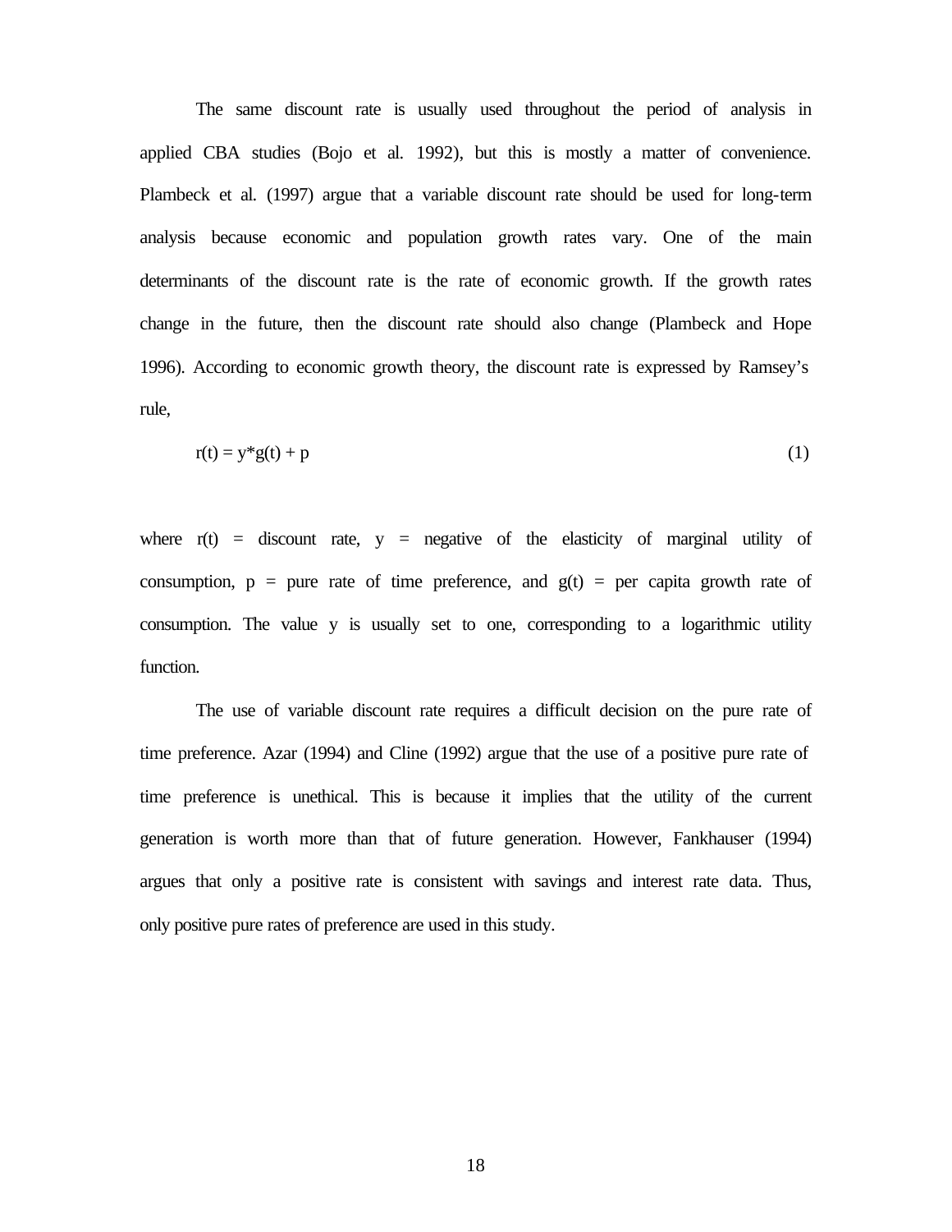The same discount rate is usually used throughout the period of analysis in applied CBA studies (Bojo et al. 1992), but this is mostly a matter of convenience. Plambeck et al. (1997) argue that a variable discount rate should be used for long-term analysis because economic and population growth rates vary. One of the main determinants of the discount rate is the rate of economic growth. If the growth rates change in the future, then the discount rate should also change (Plambeck and Hope 1996). According to economic growth theory, the discount rate is expressed by Ramsey's rule,

$$r(t) = y*g(t) + p \tag{1}$$

where $r(t)$ = discount rate, $y$ = negative of the elasticity of marginal utility of consumption, $p$ = pure rate of time preference, and $g(t)$ = per capita growth rate of consumption. The value $y$ is usually set to one, corresponding to a logarithmic utility function.

The use of variable discount rate requires a difficult decision on the pure rate of time preference. Azar (1994) and Cline (1992) argue that the use of a positive pure rate of time preference is unethical. This is because it implies that the utility of the current generation is worth more than that of future generation. However, Fankhauser (1994) argues that only a positive rate is consistent with savings and interest rate data. Thus, only positive pure rates of preference are used in this study.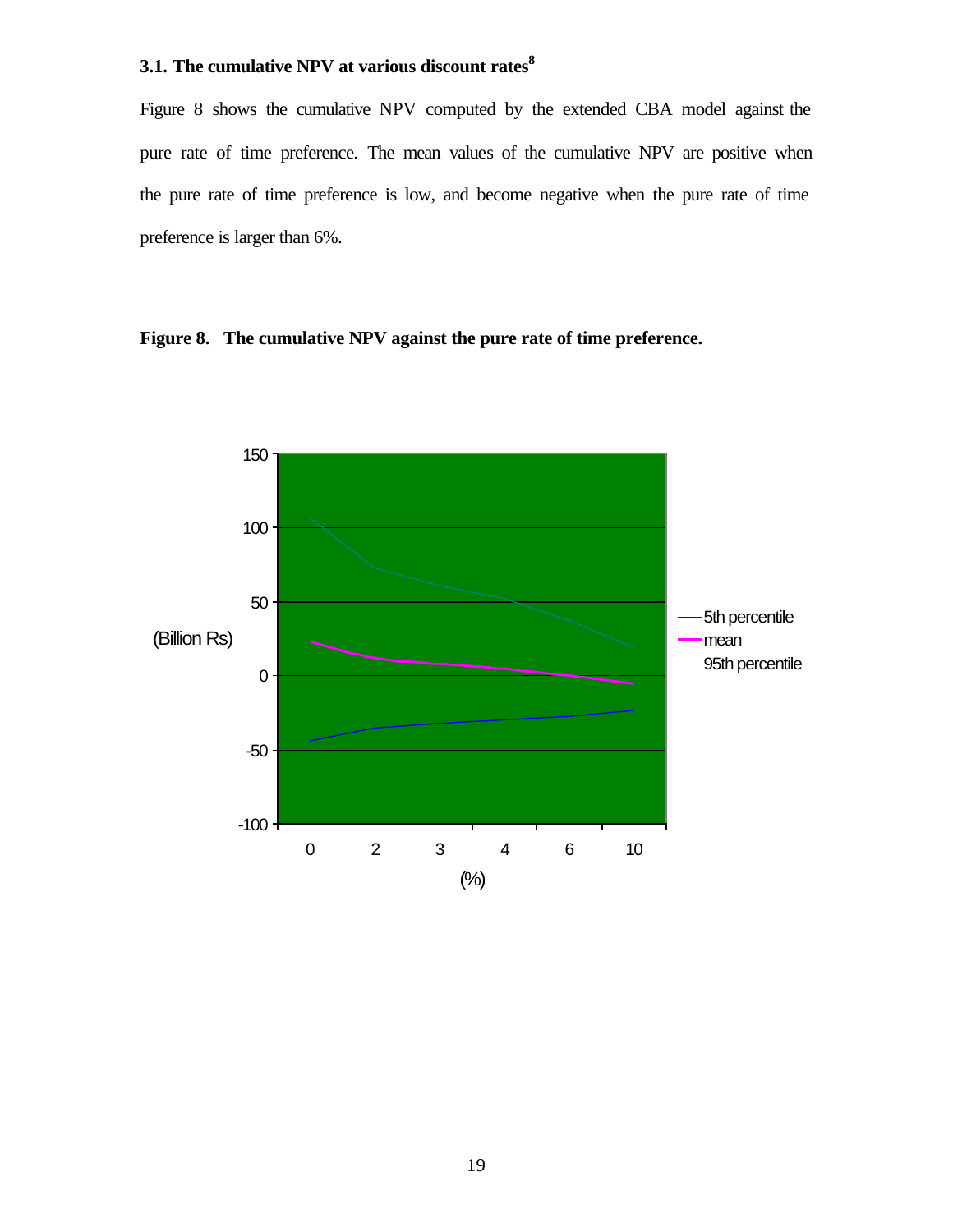### 3.1. The cumulative NPV at various discount rates[8]

Figure 8 shows the cumulative NPV computed by the extended CBA model against the pure rate of time preference. The mean values of the cumulative NPV are positive when the pure rate of time preference is low, and become negative when the pure rate of time preference is larger than 6%.

**Figure 8. The cumulative NPV against the pure rate of time preference.**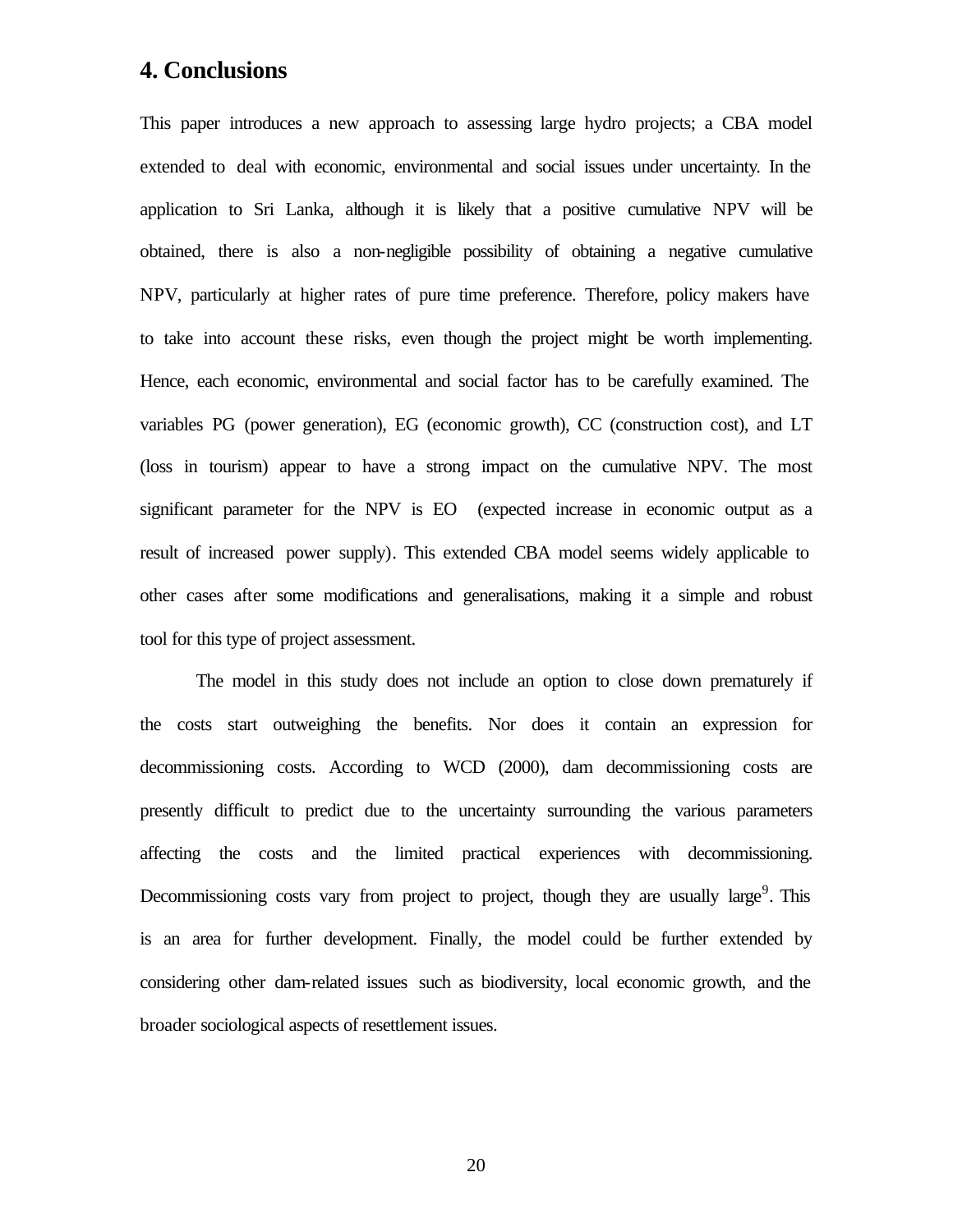## 4. Conclusions

This paper introduces a new approach to assessing large hydro projects; a CBA model extended to deal with economic, environmental and social issues under uncertainty. In the application to Sri Lanka, although it is likely that a positive cumulative NPV will be obtained, there is also a non-negligible possibility of obtaining a negative cumulative NPV, particularly at higher rates of pure time preference. Therefore, policy makers have to take into account these risks, even though the project might be worth implementing. Hence, each economic, environmental and social factor has to be carefully examined. The variables PG (power generation), EG (economic growth), CC (construction cost), and LT (loss in tourism) appear to have a strong impact on the cumulative NPV. The most significant parameter for the NPV is EO (expected increase in economic output as a result of increased power supply). This extended CBA model seems widely applicable to other cases after some modifications and generalisations, making it a simple and robust tool for this type of project assessment.

The model in this study does not include an option to close down prematurely if the costs start outweighing the benefits. Nor does it contain an expression for decommissioning costs. According to WCD (2000), dam decommissioning costs are presently difficult to predict due to the uncertainty surrounding the various parameters affecting the costs and the limited practical experiences with decommissioning. Decommissioning costs vary from project to project, though they are usually large[9]. This is an area for further development. Finally, the model could be further extended by considering other dam-related issues such as biodiversity, local economic growth, and the broader sociological aspects of resettlement issues.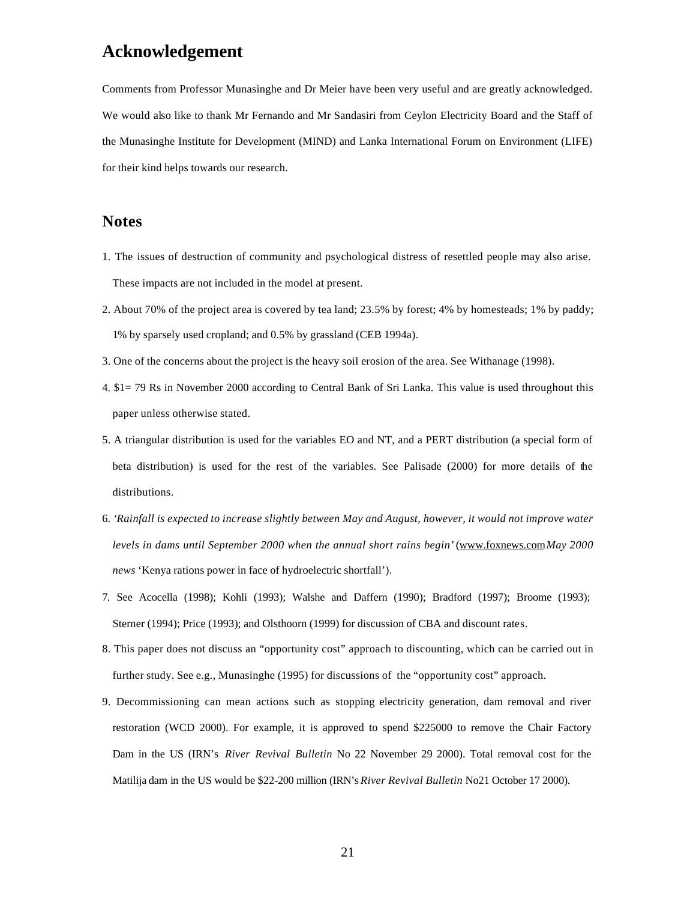## Acknowledgement

Comments from Professor Munasinghe and Dr Meier have been very useful and are greatly acknowledged. We would also like to thank Mr Fernando and Mr Sandasiri from Ceylon Electricity Board and the Staff of the Munasinghe Institute for Development (MIND) and Lanka International Forum on Environment (LIFE) for their kind helps towards our research.

## Notes

1. The issues of destruction of community and psychological distress of resettled people may also arise. These impacts are not included in the model at present.
2. About 70% of the project area is covered by tea land; 23.5% by forest; 4% by homesteads; 1% by paddy; 1% by sparsely used cropland; and 0.5% by grassland (CEB 1994a).
3. One of the concerns about the project is the heavy soil erosion of the area. See Withanage (1998).
4. $1= 79 Rs in November 2000 according to Central Bank of Sri Lanka. This value is used throughout this paper unless otherwise stated.
5. A triangular distribution is used for the variables EO and NT, and a PERT distribution (a special form of beta distribution) is used for the rest of the variables. See Palisade (2000) for more details of the distributions.
6. *'Rainfall is expected to increase slightly between May and August, however, it would not improve water levels in dams until September 2000 when the annual short rains begin'* (www.foxnews.com *May 2000 news* 'Kenya rations power in face of hydroelectric shortfall').
7. See Acocella (1998); Kohli (1993); Walshe and Daffern (1990); Bradford (1997); Broome (1993); Sterner (1994); Price (1993); and Olsthoorn (1999) for discussion of CBA and discount rates.
8. This paper does not discuss an "opportunity cost" approach to discounting, which can be carried out in further study. See e.g., Munasinghe (1995) for discussions of the "opportunity cost" approach.
9. Decommissioning can mean actions such as stopping electricity generation, dam removal and river restoration (WCD 2000). For example, it is approved to spend $225000 to remove the Chair Factory Dam in the US (IRN's *River Revival Bulletin* No 22 November 29 2000). Total removal cost for the Matilija dam in the US would be $22-200 million (IRN's *River Revival Bulletin* No21 October 17 2000).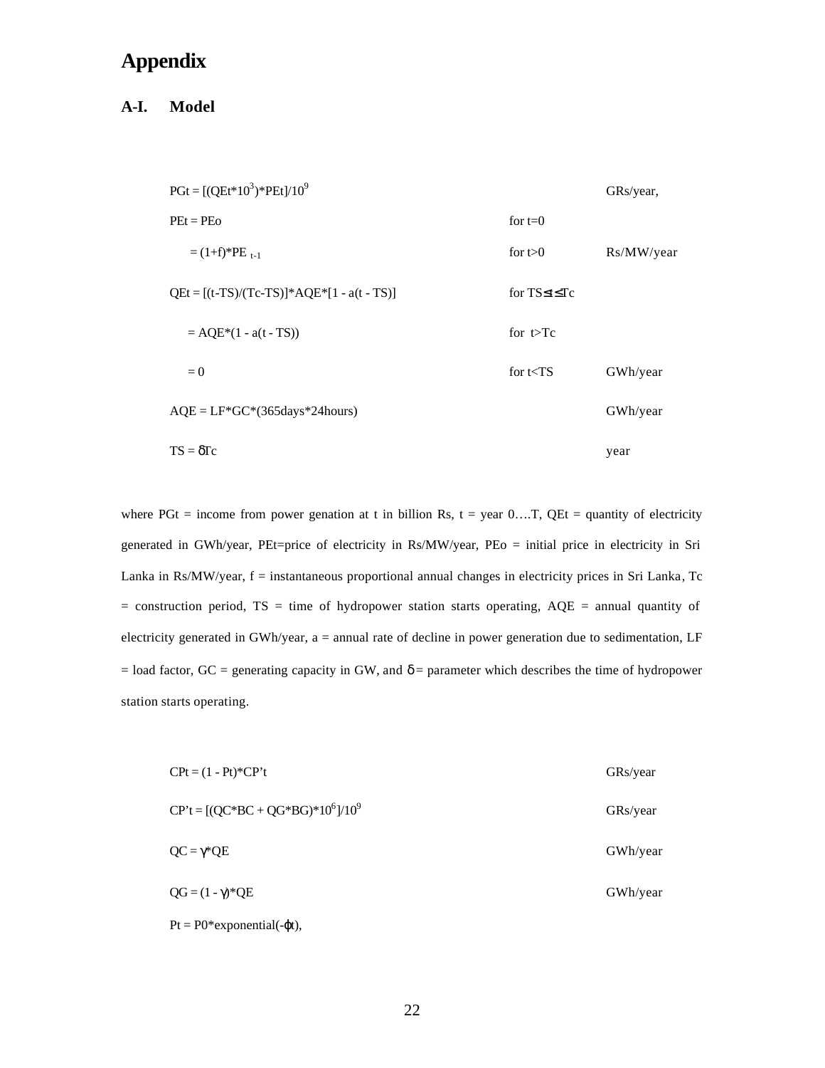# Appendix

## A-I. Model

| | | |
|---|---|---|
| $PGt = [(QEt*10^3)*PEt]/10^9$ | | GRs/year, |
| $PEt = PEo$ | for $t=0$ | |
| $= (1+f)*PE_{t-1}$ | for $t>0$ | Rs/MW/year |
| $QEt = [(t-TS)/(Tc-TS)]*AQE*[1 - a(t - TS)]$ | for $TS \leq t \leq Tc$ | |
| $= AQE*(1 - a(t - TS))$ | for $t>Tc$ | |
| $= 0$ | for $t<TS$ | GWh/year |
| $AQE = LF*GC*(365days*24hours)$ | | GWh/year |
| $TS = \delta Tc$ | | year |

where PGt = income from power genation at t in billion Rs, t = year 0….T, QEt = quantity of electricity generated in GWh/year, PEt=price of electricity in Rs/MW/year, PEo = initial price in electricity in Sri Lanka in Rs/MW/year, f = instantaneous proportional annual changes in electricity prices in Sri Lanka, Tc = construction period, TS = time of hydropower station starts operating, AQE = annual quantity of electricity generated in GWh/year, a = annual rate of decline in power generation due to sedimentation, LF = load factor, GC = generating capacity in GW, and $\delta$ = parameter which describes the time of hydropower station starts operating.

| | |
|---|---|
| $CPt = (1 - Pt)*CP't$ | GRs/year |
| $CP't = [(QC*BC + QG*BG)*10^6]/10^9$ | GRs/year |
| $QC = \gamma*QE$ | GWh/year |
| $QG = (1 - \gamma)*QE$ | GWh/year |
| $Pt = P0*\text{exponential}(-\varphi t)$, | |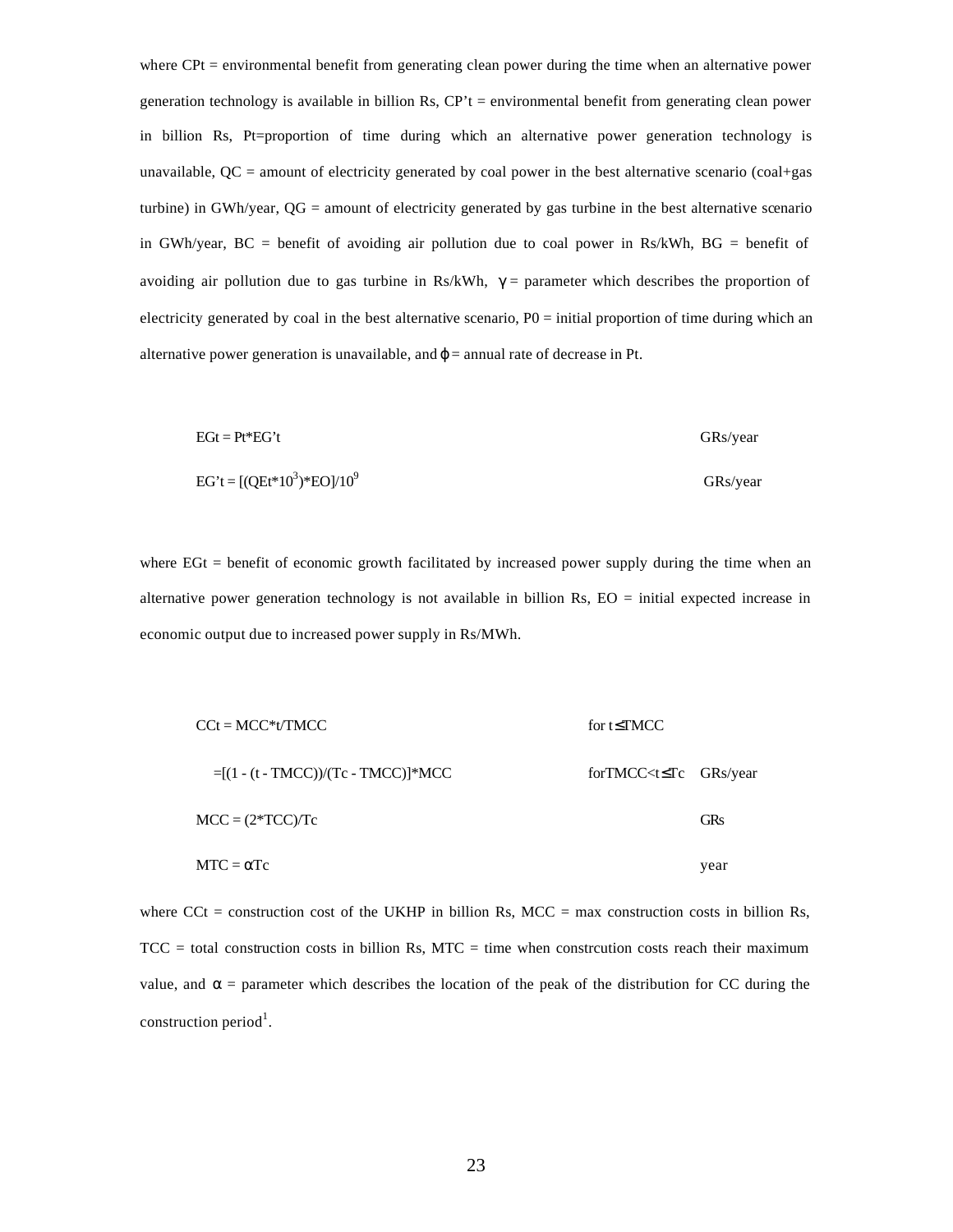where CPt = environmental benefit from generating clean power during the time when an alternative power generation technology is available in billion Rs, CP't = environmental benefit from generating clean power in billion Rs, Pt=proportion of time during which an alternative power generation technology is unavailable, QC = amount of electricity generated by coal power in the best alternative scenario (coal+gas turbine) in GWh/year, QG = amount of electricity generated by gas turbine in the best alternative scenario in GWh/year, BC = benefit of avoiding air pollution due to coal power in Rs/kWh, BG = benefit of avoiding air pollution due to gas turbine in Rs/kWh, $\gamma$ = parameter which describes the proportion of electricity generated by coal in the best alternative scenario, P0 = initial proportion of time during which an alternative power generation is unavailable, and $\varphi$ = annual rate of decrease in Pt.

$$EGt = Pt*EG't \qquad \text{GRs/year}$$

$$EG't = [(QEt*10^{3})*EO]/10^{9} \qquad \text{GRs/year}$$

where EGt = benefit of economic growth facilitated by increased power supply during the time when an alternative power generation technology is not available in billion Rs, EO = initial expected increase in economic output due to increased power supply in Rs/MWh.

$$CCt = MCC*t/TMCC \qquad \text{for } t \leq TMCC$$

$$= [(1 - (t - TMCC))/(Tc - TMCC)]*MCC \qquad \text{for } TMCC < t \leq Tc \qquad \text{GRs/year}$$

$$MCC = (2*TCC)/Tc \qquad \text{GRs}$$

$$MTC = \alpha Tc \qquad \text{year}$$

where CCt = construction cost of the UKHP in billion Rs, MCC = max construction costs in billion Rs, TCC = total construction costs in billion Rs, MTC = time when constrcution costs reach their maximum value, and $\alpha$ = parameter which describes the location of the peak of the distribution for CC during the construction period[1].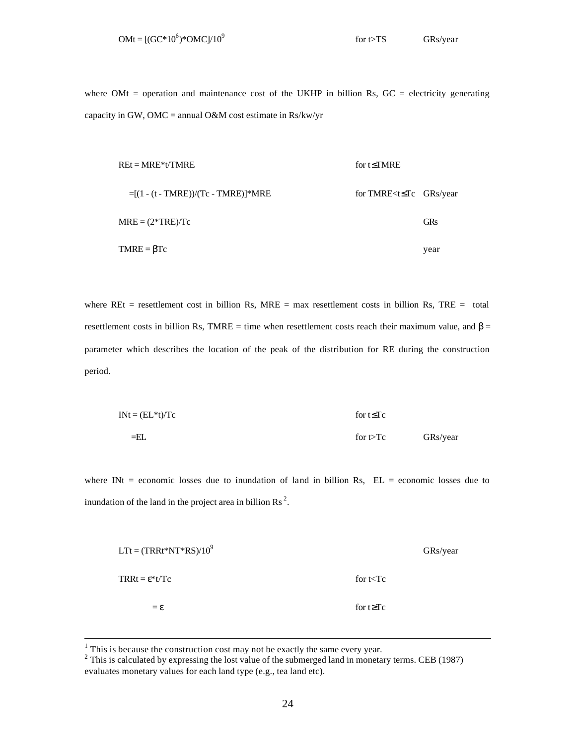$$OMt = [(GC*10^6)*OMC]/10^9 \qquad \text{for } t>TS \qquad \text{GRs/year}$$

where OMt = operation and maintenance cost of the UKHP in billion Rs, GC = electricity generating capacity in GW, OMC = annual O&M cost estimate in Rs/kw/yr

$$REt = MRE*t/TMRE \qquad \text{for } t \leq TMRE$$

$$= [(1 - (t - TMRE))/(Tc - TMRE)]*MRE \qquad \text{for } TMRE<t \leq Tc \qquad \text{GRs/year}$$

$$MRE = (2*TRE)/Tc \qquad \text{GRs}$$

$$TMRE = \beta Tc \qquad \text{year}$$

where REt = resettlement cost in billion Rs, MRE = max resettlement costs in billion Rs, TRE = total resettlement costs in billion Rs, TMRE = time when resettlement costs reach their maximum value, and $\beta$ = parameter which describes the location of the peak of the distribution for RE during the construction period.

$$INt = (EL*t)/Tc \qquad \text{for } t \leq Tc$$

$$= EL \qquad \text{for } t>Tc \qquad \text{GRs/year}$$

where INt = economic losses due to inundation of land in billion Rs, EL = economic losses due to inundation of the land in the project area in billion Rs [2].

$$LTt = (TRRt*NT*RS)/10^9 \qquad \text{GRs/year}$$

$$TRRt = \varepsilon*t/Tc \qquad \text{for } t<Tc$$

$$= \varepsilon \qquad \text{for } t \geq Tc$$

---

[1] This is because the construction cost may not be exactly the same every year.

[2] This is calculated by expressing the lost value of the submerged land in monetary terms. CEB (1987) evaluates monetary values for each land type (e.g., tea land etc).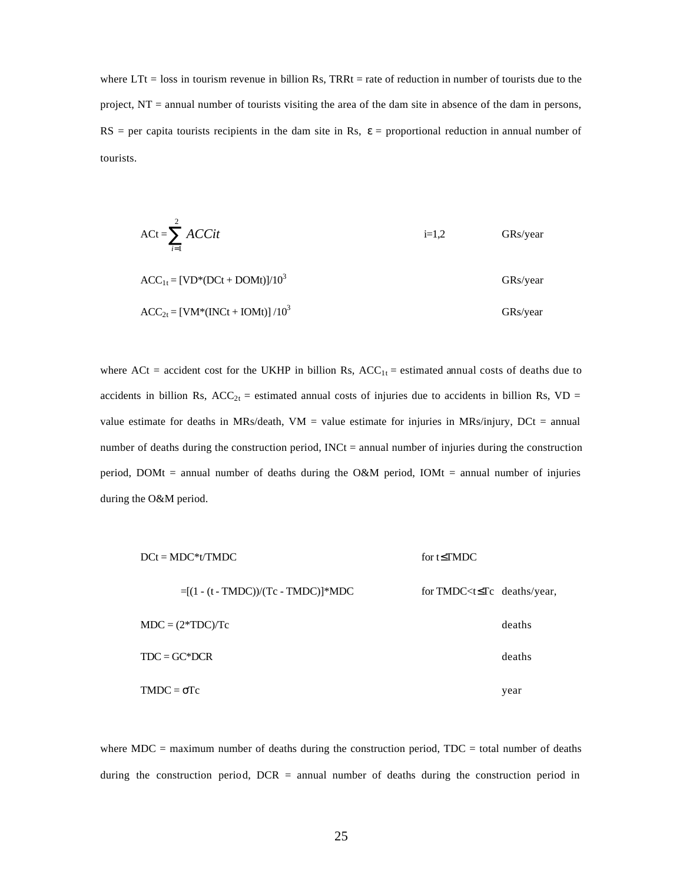where LTt = loss in tourism revenue in billion Rs, TRRt = rate of reduction in number of tourists due to the project, NT = annual number of tourists visiting the area of the dam site in absence of the dam in persons, RS = per capita tourists recipients in the dam site in Rs, $\varepsilon$ = proportional reduction in annual number of tourists.

$$ACt = \sum_{i=1}^{2} ACCit \qquad i=1,2 \qquad \text{GRs/year}$$

$$ACC_{1t} = [VD*(DCt + DOMt)]/10^3 \qquad \text{GRs/year}$$

$$ACC_{2t} = [VM*(INCt + IOMt)]/10^3 \qquad \text{GRs/year}$$

where ACt = accident cost for the UKHP in billion Rs, $ACC_{1t}$ = estimated annual costs of deaths due to accidents in billion Rs, $ACC_{2t}$ = estimated annual costs of injuries due to accidents in billion Rs, VD = value estimate for deaths in MRs/death, VM = value estimate for injuries in MRs/injury, DCt = annual number of deaths during the construction period, INCt = annual number of injuries during the construction period, DOMt = annual number of deaths during the O&M period, IOMt = annual number of injuries during the O&M period.

$$DCt = MDC*t/TMDC \qquad \text{for } t \leq TMDC$$

$$= [(1 - (t - TMDC))/(Tc - TMDC)]*MDC \qquad \text{for } TMDC < t \leq Tc \qquad \text{deaths/year,}$$

$$MDC = (2*TDC)/Tc \qquad \text{deaths}$$

$$TDC = GC*DCR \qquad \text{deaths}$$

$$TMDC = \sigma Tc \qquad \text{year}$$

where MDC = maximum number of deaths during the construction period, TDC = total number of deaths during the construction period, DCR = annual number of deaths during the construction period in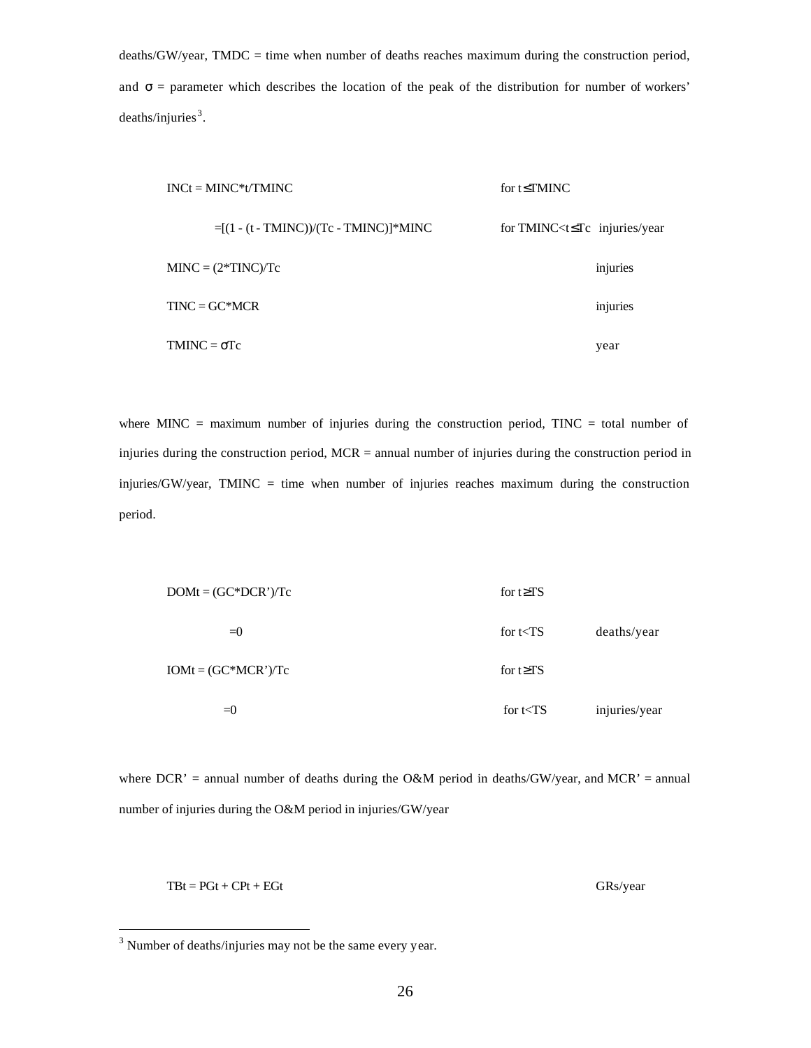deaths/GW/year, TMDC = time when number of deaths reaches maximum during the construction period, and $\sigma$ = parameter which describes the location of the peak of the distribution for number of workers' deaths/injuries[3].

$$INC_t = MINC * t / TMINC \qquad \text{for } t \leq TMINC$$

$$= [(1 - (t - TMINC))/(Tc - TMINC)] * MINC \qquad \text{for } TMINC < t \leq Tc \qquad \text{injuries/year}$$

$$MINC = (2 * TINC)/Tc \qquad \text{injuries}$$

$$TINC = GC * MCR \qquad \text{injuries}$$

$$TMINC = \sigma Tc \qquad \text{year}$$

where MINC = maximum number of injuries during the construction period, TINC = total number of injuries during the construction period, MCR = annual number of injuries during the construction period in injuries/GW/year, TMINC = time when number of injuries reaches maximum during the construction period.

$$DOM_t = (GC * DCR')/Tc \qquad \text{for } t \geq TS$$

$$= 0 \qquad \text{for } t < TS \qquad \text{deaths/year}$$

$$IOM_t = (GC * MCR')/Tc \qquad \text{for } t \geq TS$$

$$= 0 \qquad \text{for } t < TS \qquad \text{injuries/year}$$

where DCR' = annual number of deaths during the O&M period in deaths/GW/year, and MCR' = annual number of injuries during the O&M period in injuries/GW/year

$$TB_t = PG_t + CP_t + EG_t \qquad \text{GRs/year}$$

[3] Number of deaths/injuries may not be the same every year.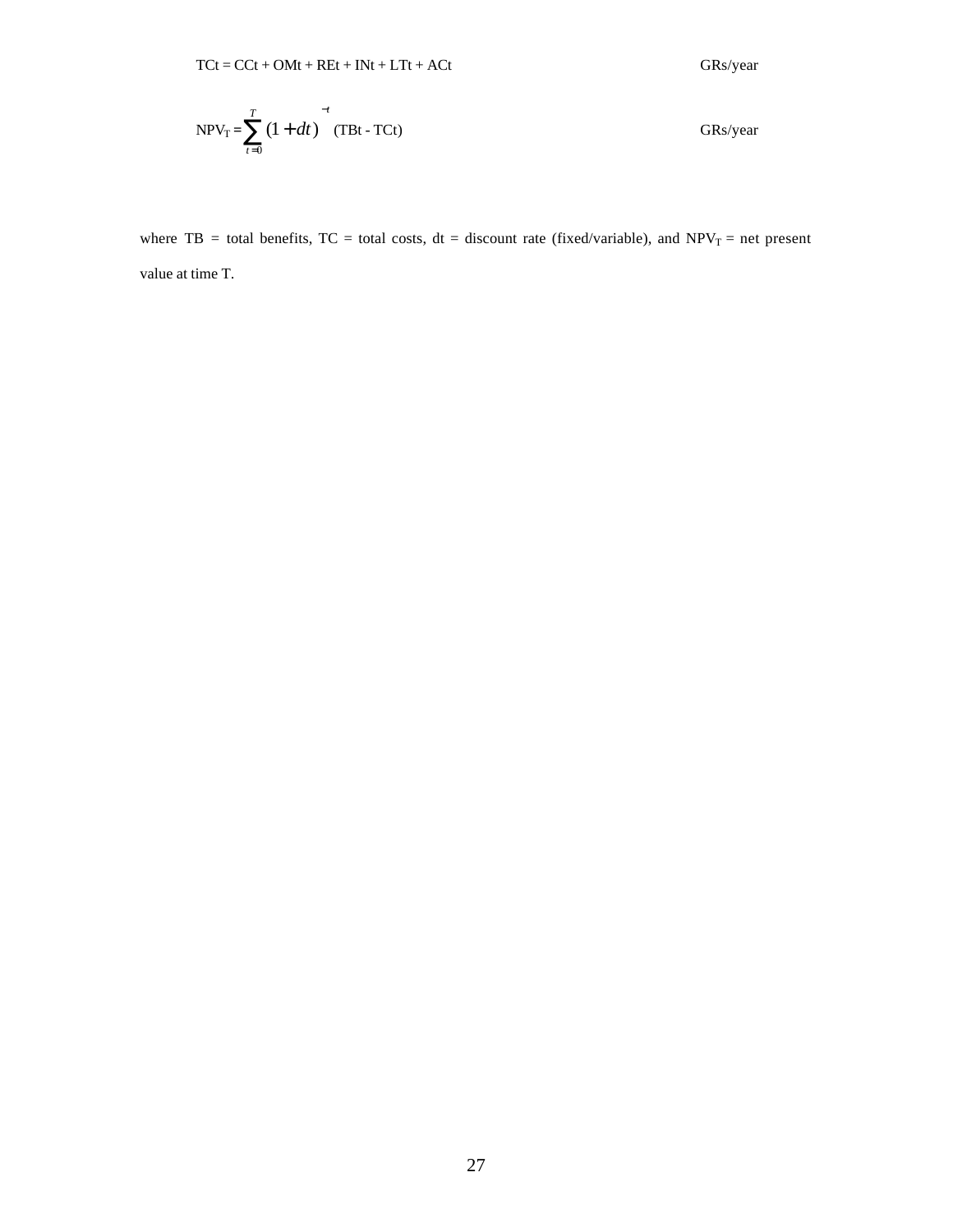$$TC_t = CC_t + OM_t + RE_t + IN_t + LT_t + AC_t \qquad \text{GRs/year}$$

$$NPV_T = \sum_{t=0}^{T} (1 + dt)^{-t} \, (TB_t - TC_t) \qquad \text{GRs/year}$$

where TB = total benefits, TC = total costs, dt = discount rate (fixed/variable), and $NPV_T$ = net present value at time T.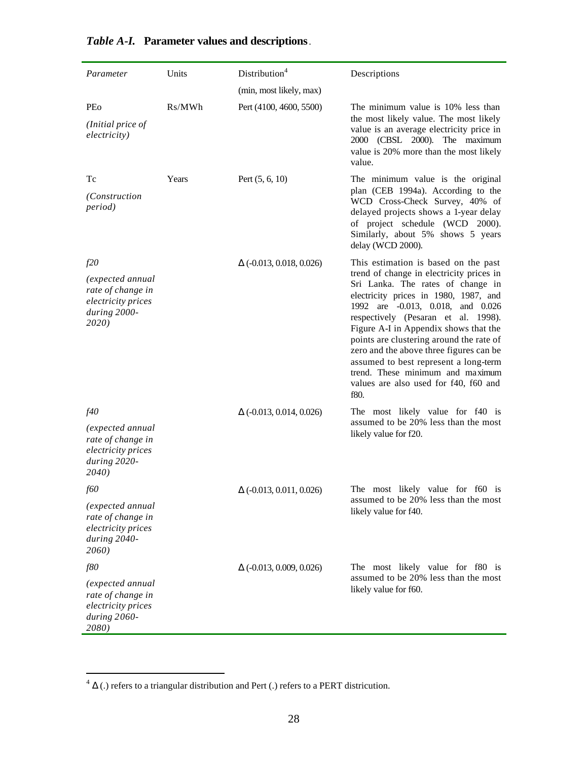***Table A-I.*** **Parameter values and descriptions**.

| *Parameter* | Units | Distribution[4] (min, most likely, max) | Descriptions |
|---|---|---|---|
| PEo *(Initial price of electricity)* | Rs/MWh | Pert (4100, 4600, 5500) | The minimum value is 10% less than the most likely value. The most likely value is an average electricity price in 2000 (CBSL 2000). The maximum value is 20% more than the most likely value. |
| Tc *(Construction period)* | Years | Pert (5, 6, 10) | The minimum value is the original plan (CEB 1994a). According to the WCD Cross-Check Survey, 40% of delayed projects shows a 1-year delay of project schedule (WCD 2000). Similarly, about 5% shows 5 years delay (WCD 2000). |
| *f20* *(expected annual rate of change in electricity prices during 2000-2020)* | | Δ (-0.013, 0.018, 0.026) | This estimation is based on the past trend of change in electricity prices in Sri Lanka. The rates of change in electricity prices in 1980, 1987, and 1992 are -0.013, 0.018, and 0.026 respectively (Pesaran et al. 1998). Figure A-I in Appendix shows that the points are clustering around the rate of zero and the above three figures can be assumed to best represent a long-term trend. These minimum and maximum values are also used for f40, f60 and f80. |
| *f40* *(expected annual rate of change in electricity prices during 2020-2040)* | | Δ (-0.013, 0.014, 0.026) | The most likely value for f40 is assumed to be 20% less than the most likely value for f20. |
| *f60* *(expected annual rate of change in electricity prices during 2040-2060)* | | Δ (-0.013, 0.011, 0.026) | The most likely value for f60 is assumed to be 20% less than the most likely value for f40. |
| *f80* *(expected annual rate of change in electricity prices during 2060-2080)* | | Δ (-0.013, 0.009, 0.026) | The most likely value for f80 is assumed to be 20% less than the most likely value for f60. |

[4] Δ (.) refers to a triangular distribution and Pert (.) refers to a PERT districution.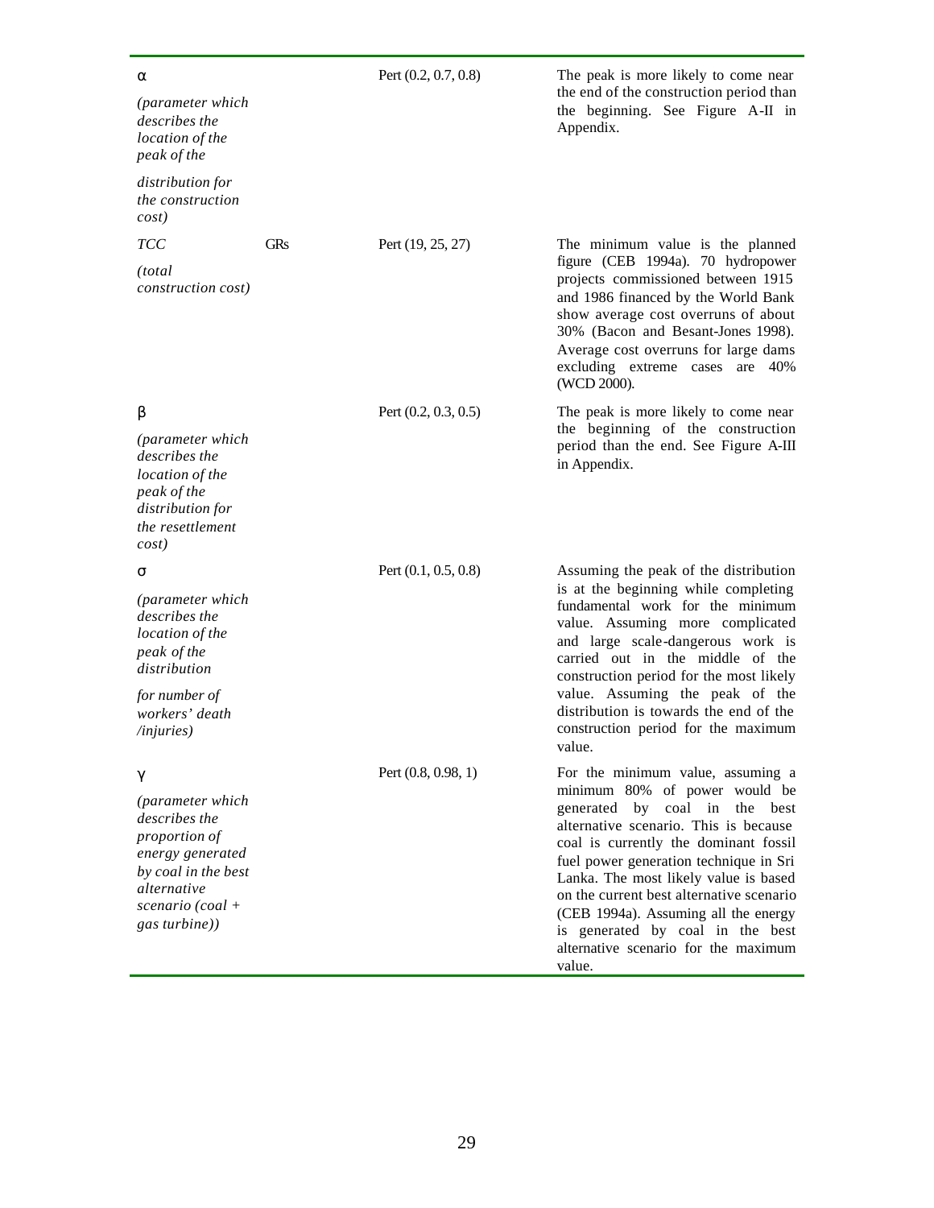| | | | |
|---|---|---|---|
| $\alpha$ *(parameter which describes the location of the peak of the distribution for the construction cost)* | | Pert (0.2, 0.7, 0.8) | The peak is more likely to come near the end of the construction period than the beginning. See Figure A-II in Appendix. |
| *TCC* *(total construction cost)* | GRs | Pert (19, 25, 27) | The minimum value is the planned figure (CEB 1994a). 70 hydropower projects commissioned between 1915 and 1986 financed by the World Bank show average cost overruns of about 30% (Bacon and Besant-Jones 1998). Average cost overruns for large dams excluding extreme cases are 40% (WCD 2000). |
| $\beta$ *(parameter which describes the location of the peak of the distribution for the resettlement cost)* | | Pert (0.2, 0.3, 0.5) | The peak is more likely to come near the beginning of the construction period than the end. See Figure A-III in Appendix. |
| $\sigma$ *(parameter which describes the location of the peak of the distribution for number of workers' death /injuries)* | | Pert (0.1, 0.5, 0.8) | Assuming the peak of the distribution is at the beginning while completing fundamental work for the minimum value. Assuming more complicated and large scale-dangerous work is carried out in the middle of the construction period for the most likely value. Assuming the peak of the distribution is towards the end of the construction period for the maximum value. |
| $\gamma$ *(parameter which describes the proportion of energy generated by coal in the best alternative scenario (coal + gas turbine))* | | Pert (0.8, 0.98, 1) | For the minimum value, assuming a minimum 80% of power would be generated by coal in the best alternative scenario. This is because coal is currently the dominant fossil fuel power generation technique in Sri Lanka. The most likely value is based on the current best alternative scenario (CEB 1994a). Assuming all the energy is generated by coal in the best alternative scenario for the maximum value. |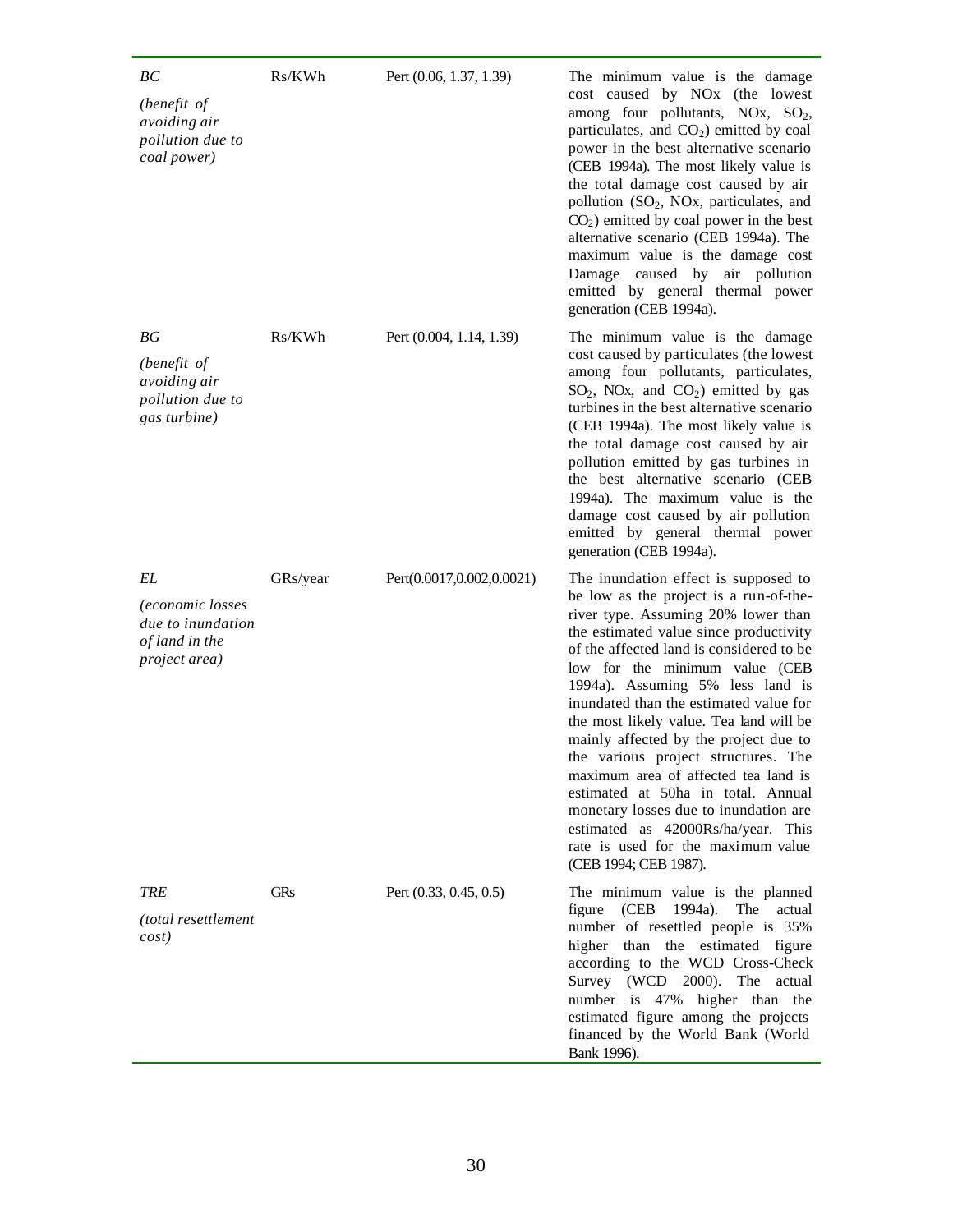| | | | |
|---|---|---|---|
| *BC* <br> *(benefit of avoiding air pollution due to coal power)* | Rs/KWh | Pert (0.06, 1.37, 1.39) | The minimum value is the damage cost caused by NOx (the lowest among four pollutants, NOx, $SO_2$, particulates, and $CO_2$) emitted by coal power in the best alternative scenario (CEB 1994a). The most likely value is the total damage cost caused by air pollution ($SO_2$, NOx, particulates, and $CO_2$) emitted by coal power in the best alternative scenario (CEB 1994a). The maximum value is the damage cost Damage caused by air pollution emitted by general thermal power generation (CEB 1994a). |
| *BG* <br> *(benefit of avoiding air pollution due to gas turbine)* | Rs/KWh | Pert (0.004, 1.14, 1.39) | The minimum value is the damage cost caused by particulates (the lowest among four pollutants, particulates, $SO_2$, NOx, and $CO_2$) emitted by gas turbines in the best alternative scenario (CEB 1994a). The most likely value is the total damage cost caused by air pollution emitted by gas turbines in the best alternative scenario (CEB 1994a). The maximum value is the damage cost caused by air pollution emitted by general thermal power generation (CEB 1994a). |
| *EL* <br> *(economic losses due to inundation of land in the project area)* | GRs/year | Pert(0.0017,0.002,0.0021) | The inundation effect is supposed to be low as the project is a run-of-the-river type. Assuming 20% lower than the estimated value since productivity of the affected land is considered to be low for the minimum value (CEB 1994a). Assuming 5% less land is inundated than the estimated value for the most likely value. Tea land will be mainly affected by the project due to the various project structures. The maximum area of affected tea land is estimated at 50ha in total. Annual monetary losses due to inundation are estimated as 42000Rs/ha/year. This rate is used for the maximum value (CEB 1994; CEB 1987). |
| *TRE* <br> *(total resettlement cost)* | GRs | Pert (0.33, 0.45, 0.5) | The minimum value is the planned figure (CEB 1994a). The actual number of resettled people is 35% higher than the estimated figure according to the WCD Cross-Check Survey (WCD 2000). The actual number is 47% higher than the estimated figure among the projects financed by the World Bank (World Bank 1996). |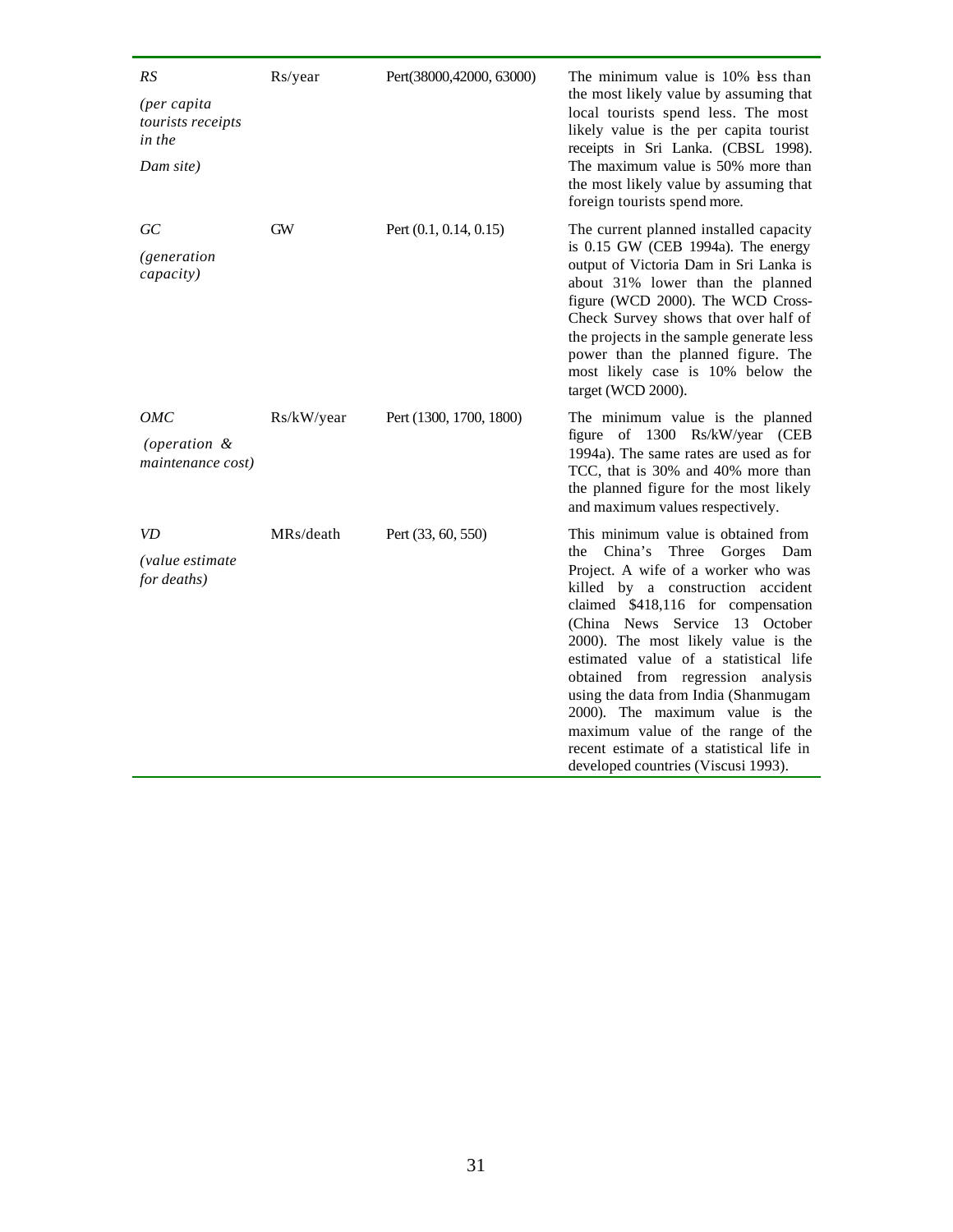| | | | |
|---|---|---|---|
| *RS* (*per capita tourists receipts in the Dam site*) | Rs/year | Pert(38000,42000, 63000) | The minimum value is 10% less than the most likely value by assuming that local tourists spend less. The most likely value is the per capita tourist receipts in Sri Lanka. (CBSL 1998). The maximum value is 50% more than the most likely value by assuming that foreign tourists spend more. |
| *GC* (*generation capacity*) | GW | Pert (0.1, 0.14, 0.15) | The current planned installed capacity is 0.15 GW (CEB 1994a). The energy output of Victoria Dam in Sri Lanka is about 31% lower than the planned figure (WCD 2000). The WCD Cross-Check Survey shows that over half of the projects in the sample generate less power than the planned figure. The most likely case is 10% below the target (WCD 2000). |
| *OMC* (*operation & maintenance cost*) | Rs/kW/year | Pert (1300, 1700, 1800) | The minimum value is the planned figure of 1300 Rs/kW/year (CEB 1994a). The same rates are used as for TCC, that is 30% and 40% more than the planned figure for the most likely and maximum values respectively. |
| *VD* (*value estimate for deaths*) | MRs/death | Pert (33, 60, 550) | This minimum value is obtained from the China's Three Gorges Dam Project. A wife of a worker who was killed by a construction accident claimed $418,116 for compensation (China News Service 13 October 2000). The most likely value is the estimated value of a statistical life obtained from regression analysis using the data from India (Shanmugam 2000). The maximum value is the maximum value of the range of the recent estimate of a statistical life in developed countries (Viscusi 1993). |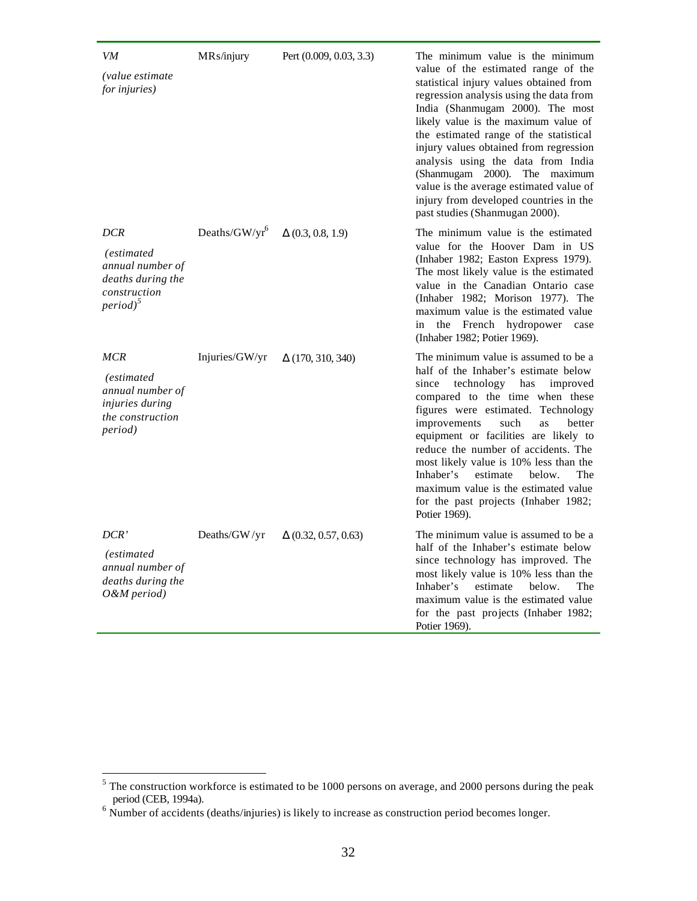| | | | |
|---|---|---|---|
| *VM* *(value estimate for injuries)* | MRs/injury | Pert (0.009, 0.03, 3.3) | The minimum value is the minimum value of the estimated range of the statistical injury values obtained from regression analysis using the data from India (Shanmugam 2000). The most likely value is the maximum value of the estimated range of the statistical injury values obtained from regression analysis using the data from India (Shanmugam 2000). The maximum value is the average estimated value of injury from developed countries in the past studies (Shanmugan 2000). |
| *DCR* *(estimated annual number of deaths during the construction period)*[5] | Deaths/GW/yr[6] | Δ (0.3, 0.8, 1.9) | The minimum value is the estimated value for the Hoover Dam in US (Inhaber 1982; Easton Express 1979). The most likely value is the estimated value in the Canadian Ontario case (Inhaber 1982; Morison 1977). The maximum value is the estimated value in the French hydropower case (Inhaber 1982; Potier 1969). |
| *MCR* *(estimated annual number of injuries during the construction period)* | Injuries/GW/yr | Δ (170, 310, 340) | The minimum value is assumed to be a half of the Inhaber's estimate below since technology has improved compared to the time when these figures were estimated. Technology improvements such as better equipment or facilities are likely to reduce the number of accidents. The most likely value is 10% less than the Inhaber's estimate below. The maximum value is the estimated value for the past projects (Inhaber 1982; Potier 1969). |
| *DCR'* *(estimated annual number of deaths during the O&M period)* | Deaths/GW /yr | Δ (0.32, 0.57, 0.63) | The minimum value is assumed to be a half of the Inhaber's estimate below since technology has improved. The most likely value is 10% less than the Inhaber's estimate below. The maximum value is the estimated value for the past projects (Inhaber 1982; Potier 1969). |

[5] The construction workforce is estimated to be 1000 persons on average, and 2000 persons during the peak period (CEB, 1994a).

[6] Number of accidents (deaths/injuries) is likely to increase as construction period becomes longer.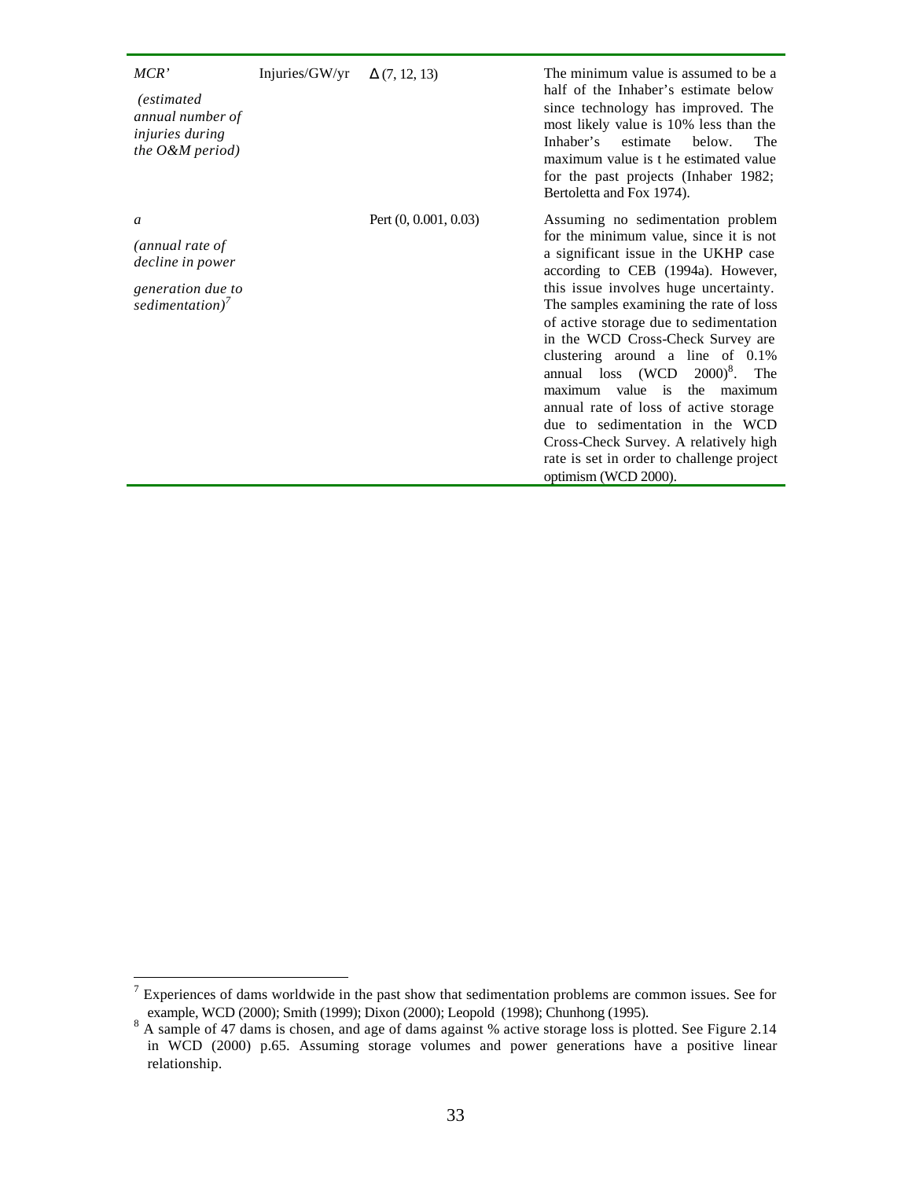| | | | |
|---|---|---|---|
| *MCR'* <br> *(estimated annual number of injuries during the O&M period)* | Injuries/GW/yr | $\Delta$ (7, 12, 13) | The minimum value is assumed to be a half of the Inhaber's estimate below since technology has improved. The most likely value is 10% less than the Inhaber's estimate below. The maximum value is t he estimated value for the past projects (Inhaber 1982; Bertoletta and Fox 1974). |
| *a* <br> *(annual rate of decline in power generation due to sedimentation)*[7] | | Pert (0, 0.001, 0.03) | Assuming no sedimentation problem for the minimum value, since it is not a significant issue in the UKHP case according to CEB (1994a). However, this issue involves huge uncertainty. The samples examining the rate of loss of active storage due to sedimentation in the WCD Cross-Check Survey are clustering around a line of 0.1% annual loss (WCD 2000)[8]. The maximum value is the maximum annual rate of loss of active storage due to sedimentation in the WCD Cross-Check Survey. A relatively high rate is set in order to challenge project optimism (WCD 2000). |

---

[7] Experiences of dams worldwide in the past show that sedimentation problems are common issues. See for example, WCD (2000); Smith (1999); Dixon (2000); Leopold (1998); Chunhong (1995).

[8] A sample of 47 dams is chosen, and age of dams against % active storage loss is plotted. See Figure 2.14 in WCD (2000) p.65. Assuming storage volumes and power generations have a positive linear relationship.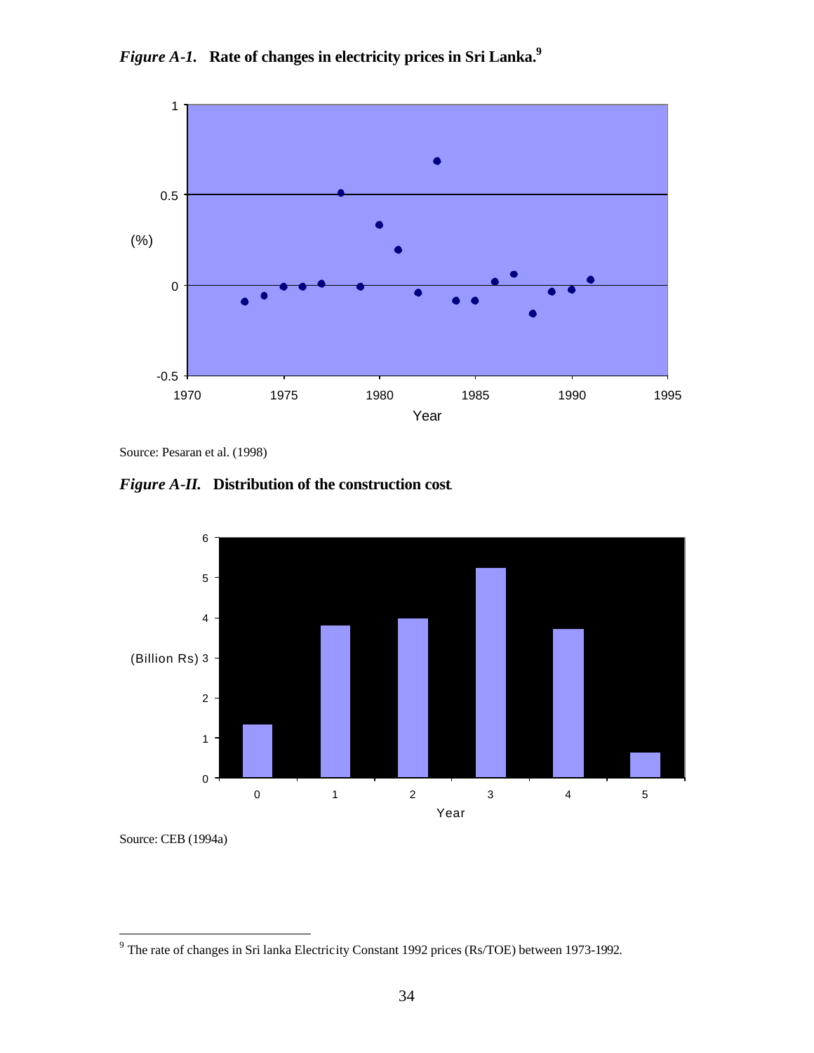*Figure A-1.* **Rate of changes in electricity prices in Sri Lanka.**[9]

Source: Pesaran et al. (1998)

*Figure A-II.* **Distribution of the construction cost**

Source: CEB (1994a)

[9] The rate of changes in Sri lanka Electricity Constant 1992 prices (Rs/TOE) between 1973-1992.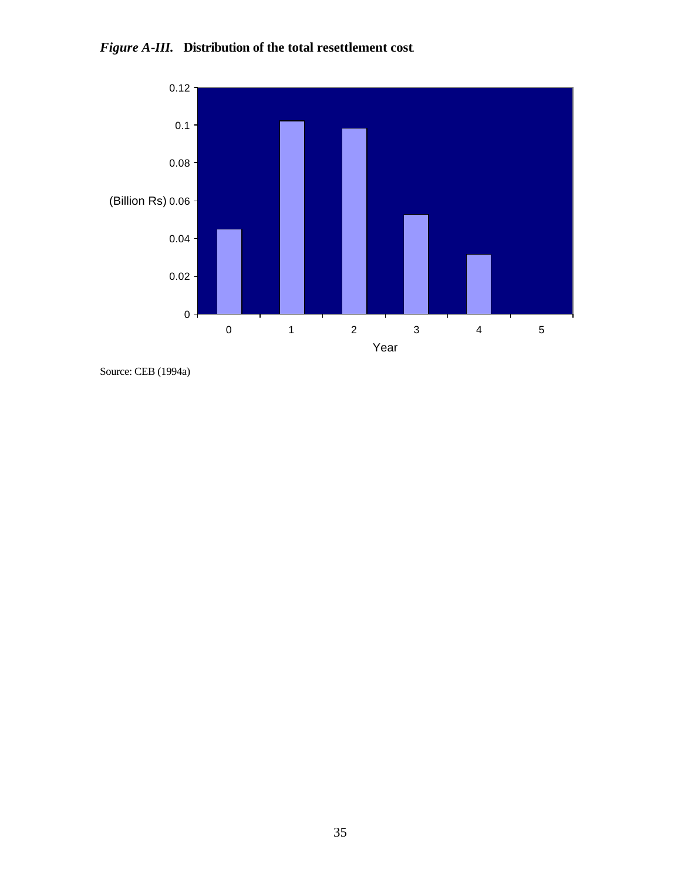***Figure A-III.*** **Distribution of the total resettlement cost**

Source: CEB (1994a)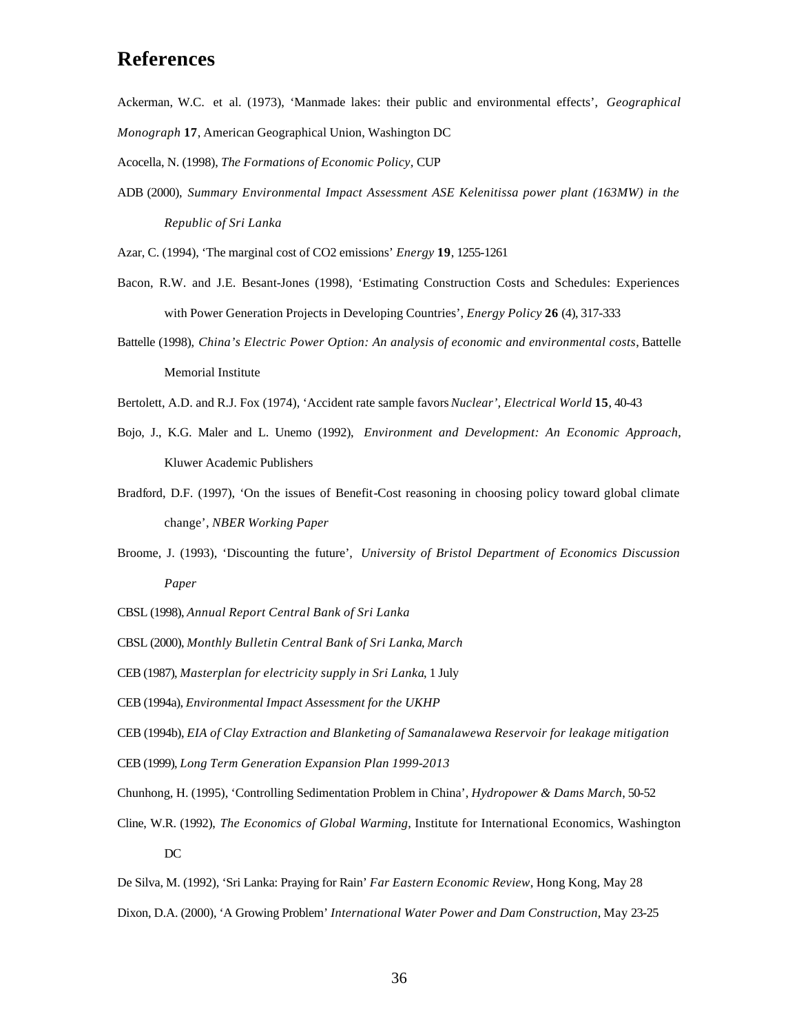# References

Ackerman, W.C. et al. (1973), 'Manmade lakes: their public and environmental effects', *Geographical Monograph* **17**, American Geographical Union, Washington DC

Acocella, N. (1998), *The Formations of Economic Policy*, CUP

ADB (2000), *Summary Environmental Impact Assessment ASE Kelenitissa power plant (163MW) in the Republic of Sri Lanka*

Azar, C. (1994), 'The marginal cost of CO2 emissions' *Energy* **19**, 1255-1261

Bacon, R.W. and J.E. Besant-Jones (1998), 'Estimating Construction Costs and Schedules: Experiences with Power Generation Projects in Developing Countries', *Energy Policy* **26** (4), 317-333

Battelle (1998), *China's Electric Power Option: An analysis of economic and environmental costs*, Battelle Memorial Institute

Bertolett, A.D. and R.J. Fox (1974), 'Accident rate sample favors *Nuclear'*, *Electrical World* **15**, 40-43

Bojo, J., K.G. Maler and L. Unemo (1992), *Environment and Development: An Economic Approach*, Kluwer Academic Publishers

Bradford, D.F. (1997), 'On the issues of Benefit-Cost reasoning in choosing policy toward global climate change', *NBER Working Paper*

Broome, J. (1993), 'Discounting the future', *University of Bristol Department of Economics Discussion Paper*

CBSL (1998), *Annual Report Central Bank of Sri Lanka*

CBSL (2000), *Monthly Bulletin Central Bank of Sri Lanka, March*

CEB (1987), *Masterplan for electricity supply in Sri Lanka*, 1 July

CEB (1994a), *Environmental Impact Assessment for the UKHP*

CEB (1994b), *EIA of Clay Extraction and Blanketing of Samanalawewa Reservoir for leakage mitigation*

CEB (1999), *Long Term Generation Expansion Plan 1999-2013*

Chunhong, H. (1995), 'Controlling Sedimentation Problem in China', *Hydropower & Dams March*, 50-52

Cline, W.R. (1992), *The Economics of Global Warming*, Institute for International Economics, Washington DC

De Silva, M. (1992), 'Sri Lanka: Praying for Rain' *Far Eastern Economic Review*, Hong Kong, May 28

Dixon, D.A. (2000), 'A Growing Problem' *International Water Power and Dam Construction*, May 23-25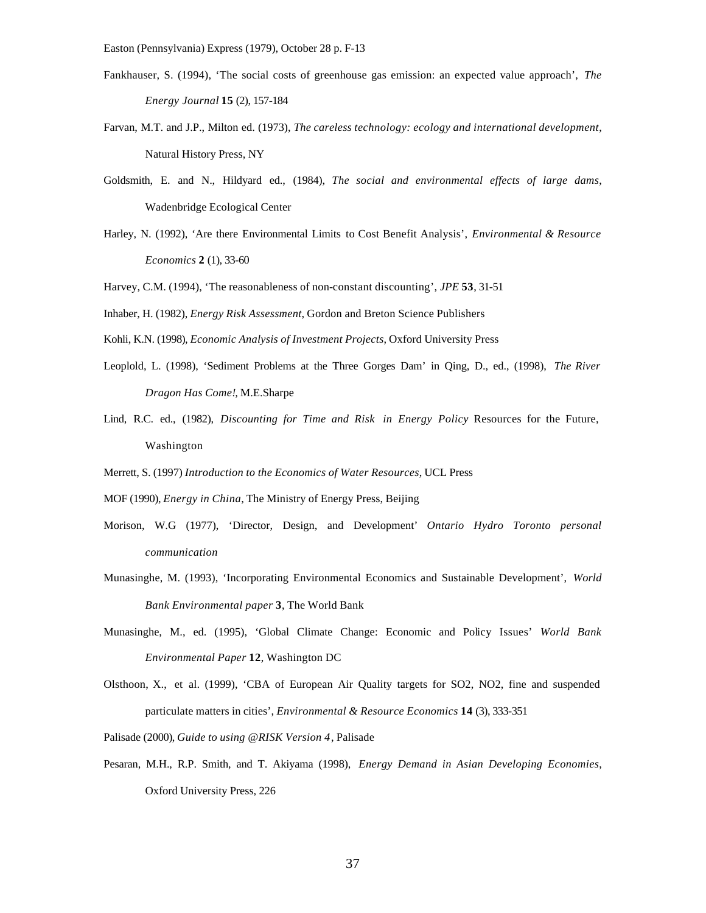Easton (Pennsylvania) Express (1979), October 28 p. F-13

Fankhauser, S. (1994), 'The social costs of greenhouse gas emission: an expected value approach', *The Energy Journal* **15** (2), 157-184

Farvan, M.T. and J.P., Milton ed. (1973), *The careless technology: ecology and international development*, Natural History Press, NY

Goldsmith, E. and N., Hildyard ed., (1984), *The social and environmental effects of large dams*, Wadenbridge Ecological Center

Harley, N. (1992), 'Are there Environmental Limits to Cost Benefit Analysis', *Environmental & Resource Economics* **2** (1), 33-60

Harvey, C.M. (1994), 'The reasonableness of non-constant discounting', *JPE* **53**, 31-51

Inhaber, H. (1982), *Energy Risk Assessment*, Gordon and Breton Science Publishers

Kohli, K.N. (1998), *Economic Analysis of Investment Projects*, Oxford University Press

Leoplold, L. (1998), 'Sediment Problems at the Three Gorges Dam' in Qing, D., ed., (1998), *The River Dragon Has Come!*, M.E.Sharpe

Lind, R.C. ed., (1982), *Discounting for Time and Risk in Energy Policy* Resources for the Future, Washington

Merrett, S. (1997) *Introduction to the Economics of Water Resources*, UCL Press

MOF (1990), *Energy in China*, The Ministry of Energy Press, Beijing

Morison, W.G (1977), 'Director, Design, and Development' *Ontario Hydro Toronto personal communication*

Munasinghe, M. (1993), 'Incorporating Environmental Economics and Sustainable Development', *World Bank Environmental paper* **3**, The World Bank

Munasinghe, M., ed. (1995), 'Global Climate Change: Economic and Policy Issues' *World Bank Environmental Paper* **12**, Washington DC

Olsthoon, X., et al. (1999), 'CBA of European Air Quality targets for SO2, NO2, fine and suspended particulate matters in cities', *Environmental & Resource Economics* **14** (3), 333-351

Palisade (2000), *Guide to using @RISK Version 4*, Palisade

Pesaran, M.H., R.P. Smith, and T. Akiyama (1998), *Energy Demand in Asian Developing Economies*, Oxford University Press, 226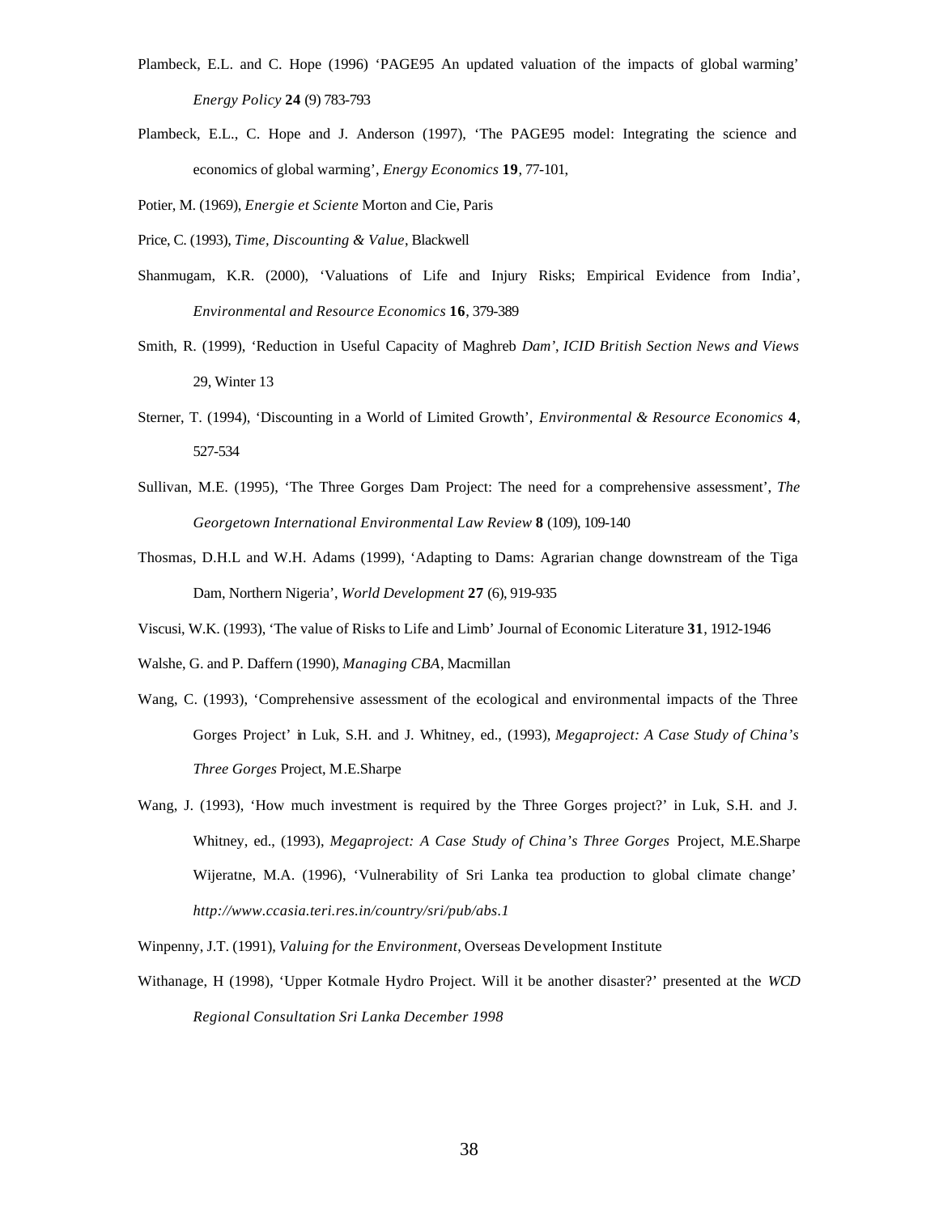Plambeck, E.L. and C. Hope (1996) 'PAGE95 An updated valuation of the impacts of global warming' *Energy Policy* **24** (9) 783-793

Plambeck, E.L., C. Hope and J. Anderson (1997), 'The PAGE95 model: Integrating the science and economics of global warming', *Energy Economics* **19**, 77-101,

Potier, M. (1969), *Energie et Sciente* Morton and Cie, Paris

Price, C. (1993), *Time, Discounting & Value*, Blackwell

Shanmugam, K.R. (2000), 'Valuations of Life and Injury Risks; Empirical Evidence from India', *Environmental and Resource Economics* **16**, 379-389

Smith, R. (1999), 'Reduction in Useful Capacity of Maghreb *Dam'*, *ICID British Section News and Views* 29, Winter 13

Sterner, T. (1994), 'Discounting in a World of Limited Growth', *Environmental & Resource Economics* **4**, 527-534

Sullivan, M.E. (1995), 'The Three Gorges Dam Project: The need for a comprehensive assessment', *The Georgetown International Environmental Law Review* **8** (109), 109-140

Thosmas, D.H.L and W.H. Adams (1999), 'Adapting to Dams: Agrarian change downstream of the Tiga Dam, Northern Nigeria', *World Development* **27** (6), 919-935

Viscusi, W.K. (1993), 'The value of Risks to Life and Limb' Journal of Economic Literature **31**, 1912-1946

Walshe, G. and P. Daffern (1990), *Managing CBA*, Macmillan

Wang, C. (1993), 'Comprehensive assessment of the ecological and environmental impacts of the Three Gorges Project' in Luk, S.H. and J. Whitney, ed., (1993), *Megaproject: A Case Study of China's Three Gorges* Project, M.E.Sharpe

Wang, J. (1993), 'How much investment is required by the Three Gorges project?' in Luk, S.H. and J. Whitney, ed., (1993), *Megaproject: A Case Study of China's Three Gorges* Project, M.E.Sharpe Wijeratne, M.A. (1996), 'Vulnerability of Sri Lanka tea production to global climate change' *http://www.ccasia.teri.res.in/country/sri/pub/abs.1*

Winpenny, J.T. (1991), *Valuing for the Environment*, Overseas Development Institute

Withanage, H (1998), 'Upper Kotmale Hydro Project. Will it be another disaster?' presented at the *WCD Regional Consultation Sri Lanka December 1998*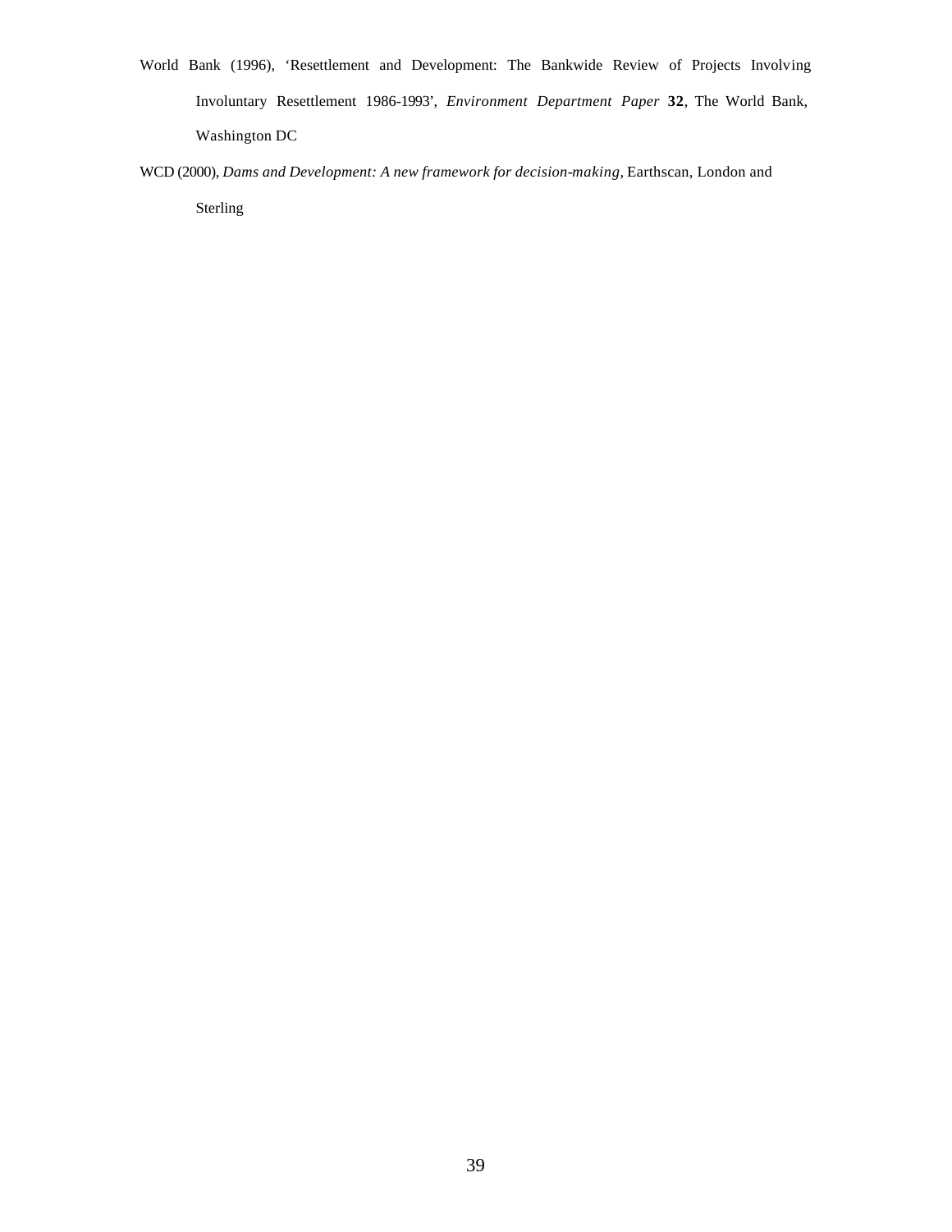World Bank (1996), 'Resettlement and Development: The Bankwide Review of Projects Involving Involuntary Resettlement 1986-1993', *Environment Department Paper* **32**, The World Bank, Washington DC

WCD (2000), *Dams and Development: A new framework for decision-making*, Earthscan, London and Sterling